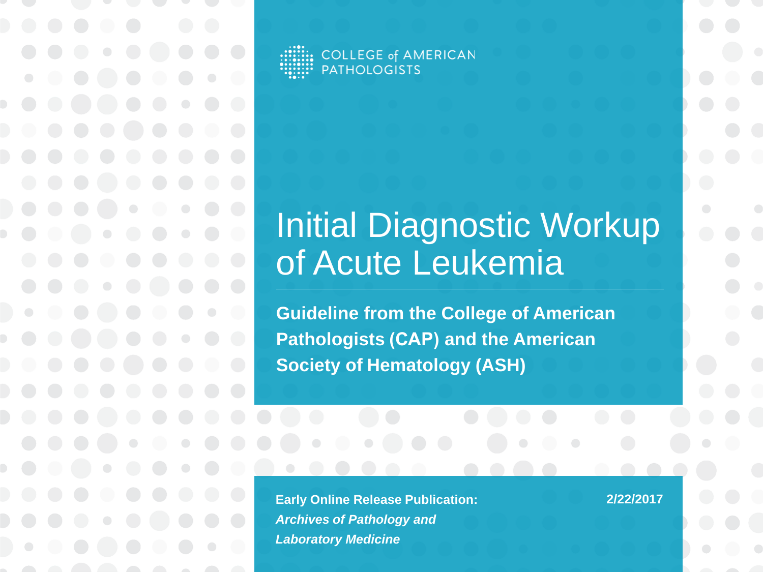COLLEGE of AMERICAN PATHOLOGISTS

# Initial Diagnostic Workup of Acute Leukemia

**Guideline from the College of American Pathologists (CAP) and the American Society of Hematology (ASH)**

**Early Online Release Publication:**
***Archives of Pathology and Laboratory Medicine***

**2/22/2017**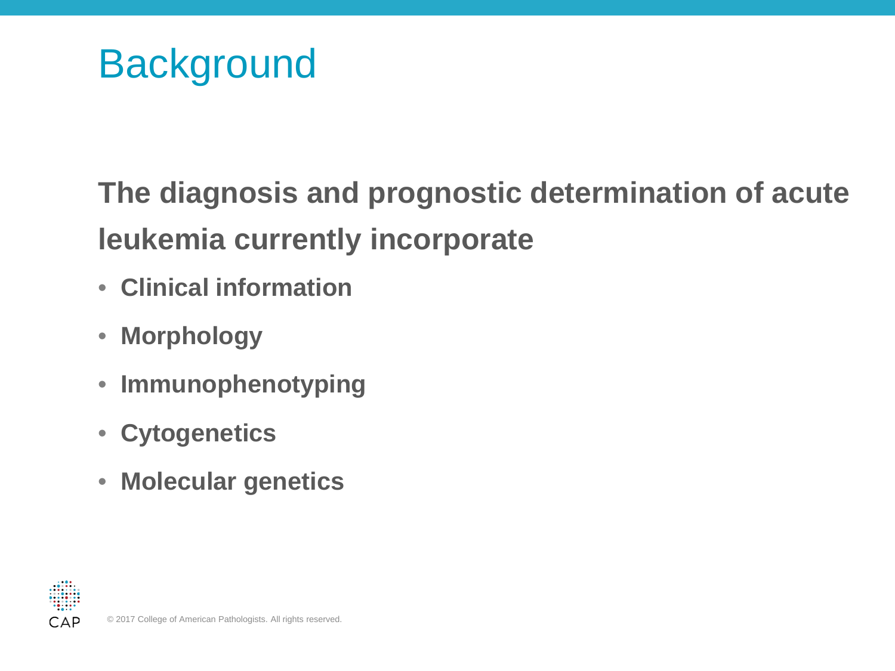# Background

**The diagnosis and prognostic determination of acute leukemia currently incorporate**

- **Clinical information**
- **Morphology**
- **Immunophenotyping**
- **Cytogenetics**
- **Molecular genetics**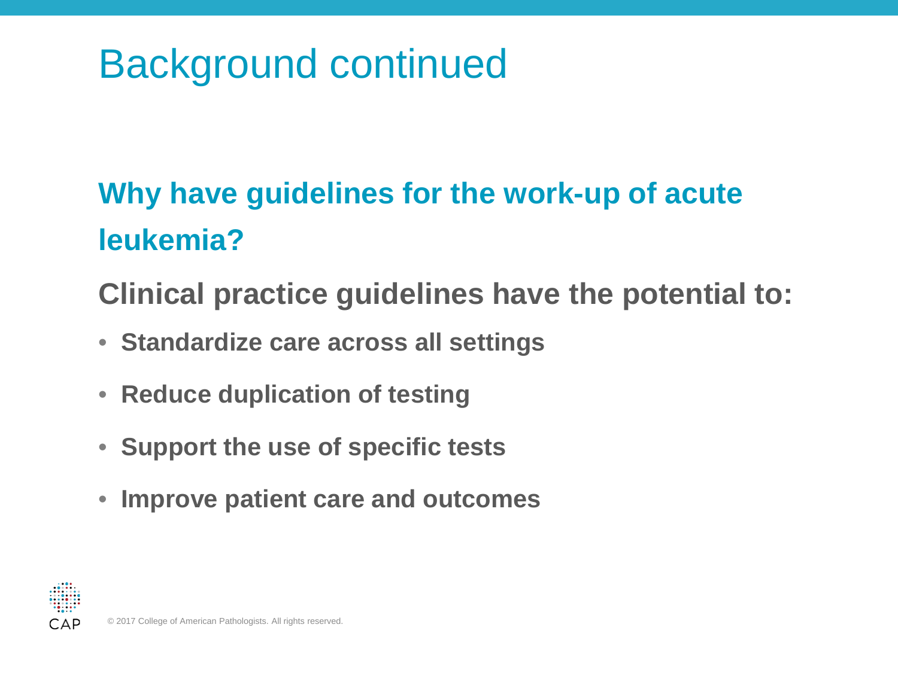# Background continued

## Why have guidelines for the work-up of acute leukemia?

**Clinical practice guidelines have the potential to:**

- **Standardize care across all settings**
- **Reduce duplication of testing**
- **Support the use of specific tests**
- **Improve patient care and outcomes**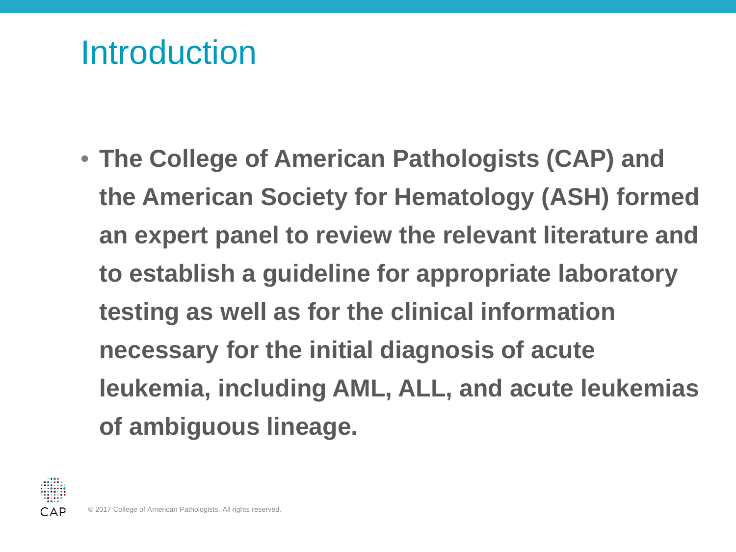# Introduction

- **The College of American Pathologists (CAP) and the American Society for Hematology (ASH) formed an expert panel to review the relevant literature and to establish a guideline for appropriate laboratory testing as well as for the clinical information necessary for the initial diagnosis of acute leukemia, including AML, ALL, and acute leukemias of ambiguous lineage.**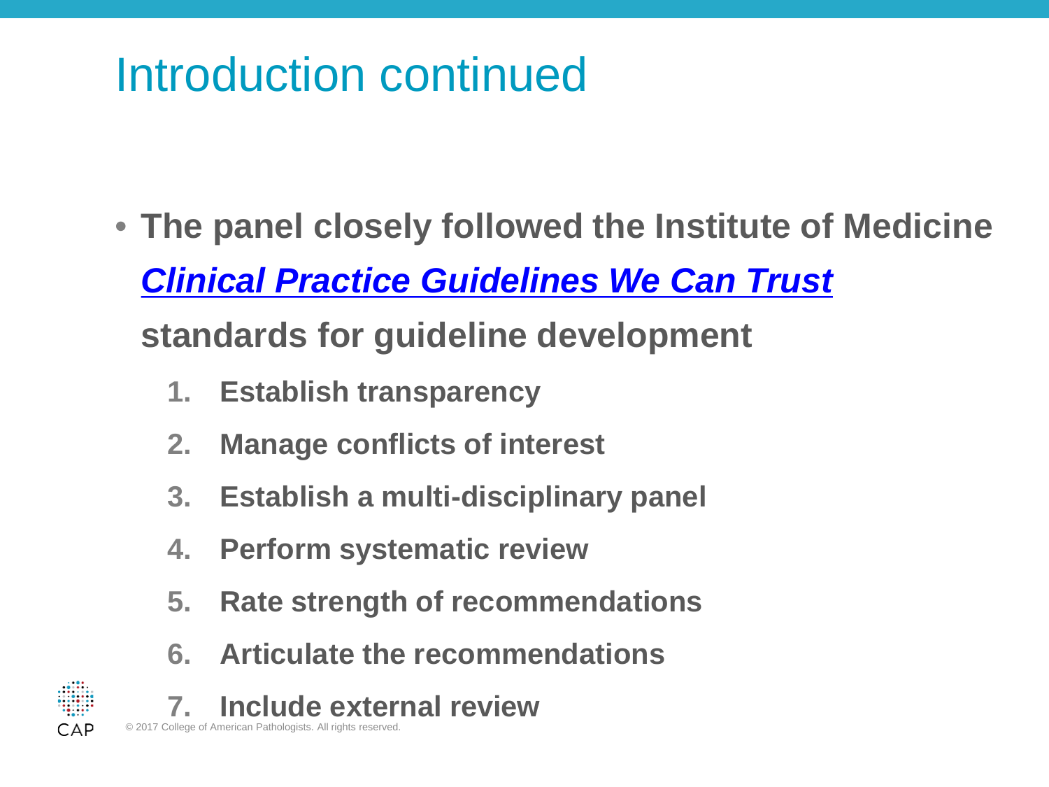# Introduction continued

- **The panel closely followed the Institute of Medicine *Clinical Practice Guidelines We Can Trust* standards for guideline development**
  1. **Establish transparency**
  2. **Manage conflicts of interest**
  3. **Establish a multi-disciplinary panel**
  4. **Perform systematic review**
  5. **Rate strength of recommendations**
  6. **Articulate the recommendations**
  7. **Include external review**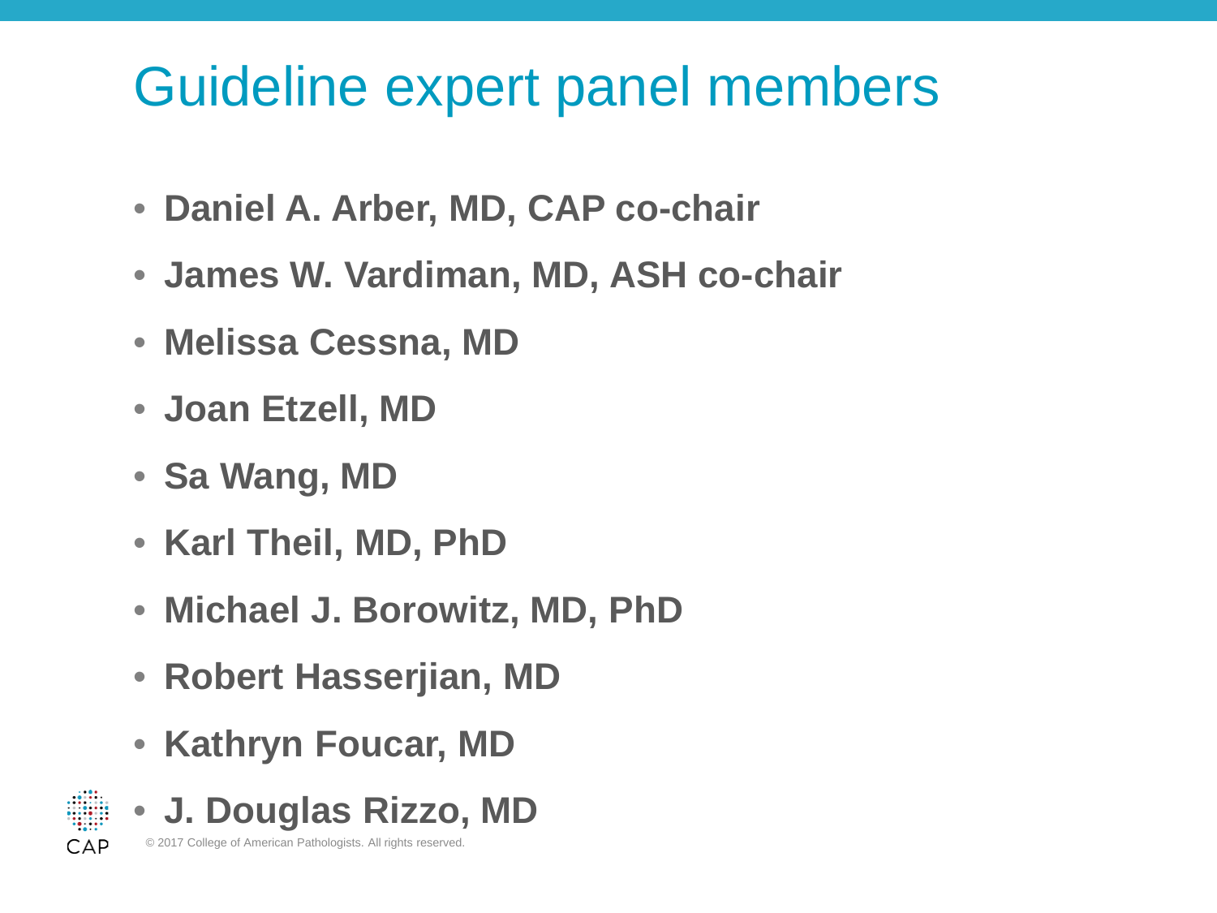# Guideline expert panel members

- **Daniel A. Arber, MD, CAP co-chair**
- **James W. Vardiman, MD, ASH co-chair**
- **Melissa Cessna, MD**
- **Joan Etzell, MD**
- **Sa Wang, MD**
- **Karl Theil, MD, PhD**
- **Michael J. Borowitz, MD, PhD**
- **Robert Hasserjian, MD**
- **Kathryn Foucar, MD**
- **J. Douglas Rizzo, MD**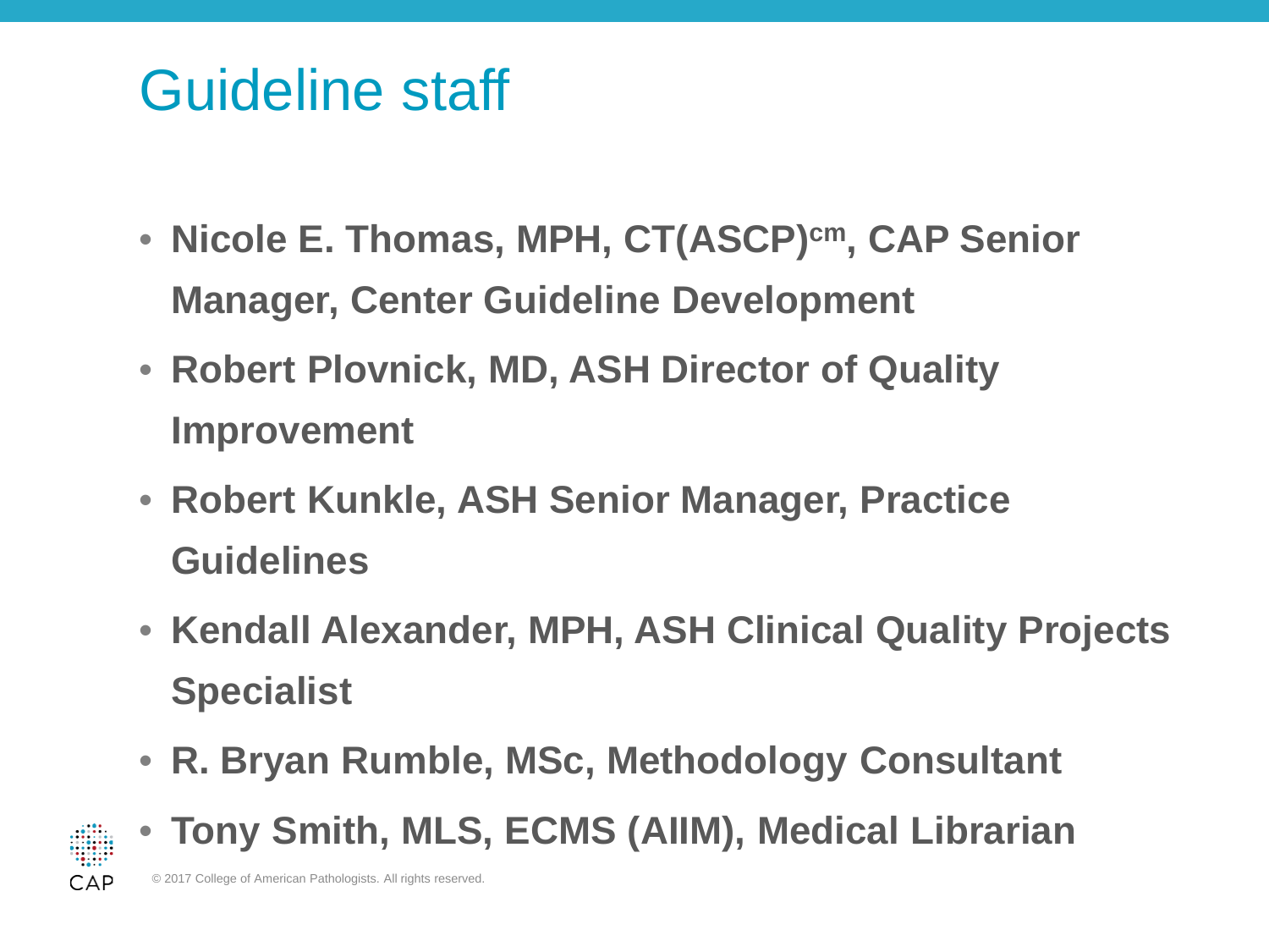# Guideline staff

- **Nicole E. Thomas, MPH, CT(ASCP)cm, CAP Senior Manager, Center Guideline Development**
- **Robert Plovnick, MD, ASH Director of Quality Improvement**
- **Robert Kunkle, ASH Senior Manager, Practice Guidelines**
- **Kendall Alexander, MPH, ASH Clinical Quality Projects Specialist**
- **R. Bryan Rumble, MSc, Methodology Consultant**
- **Tony Smith, MLS, ECMS (AIIM), Medical Librarian**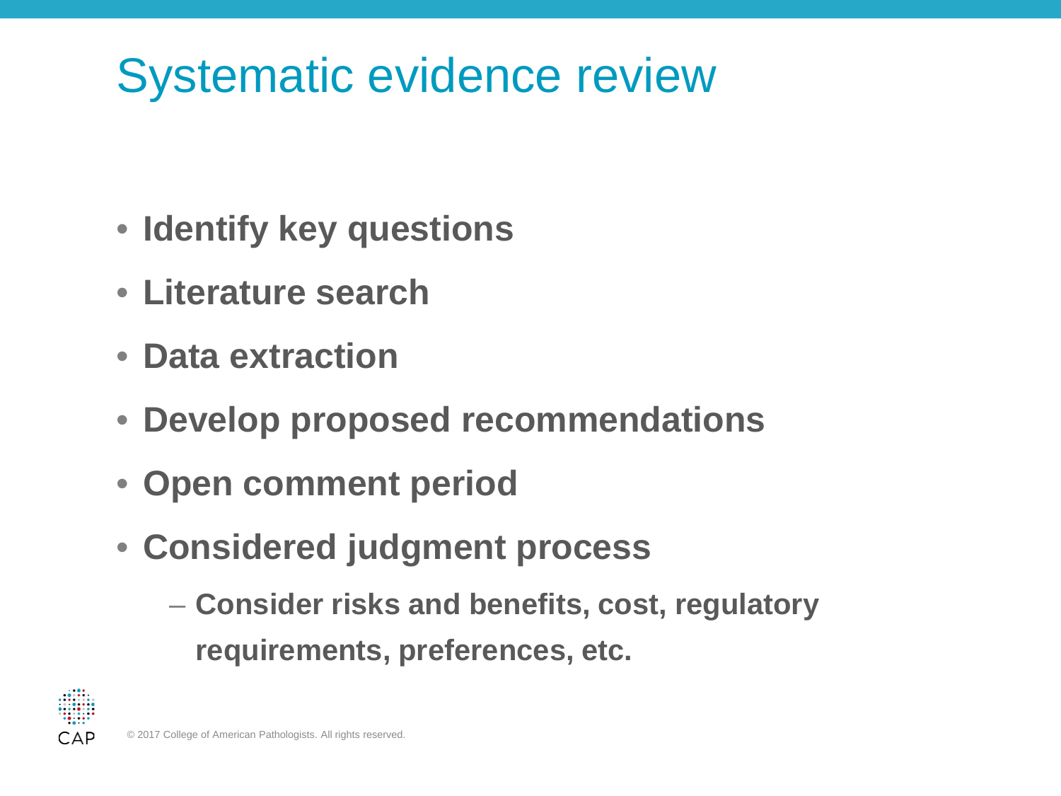# Systematic evidence review

- **Identify key questions**
- **Literature search**
- **Data extraction**
- **Develop proposed recommendations**
- **Open comment period**
- **Considered judgment process**
  - **Consider risks and benefits, cost, regulatory requirements, preferences, etc.**

© 2017 College of American Pathologists. All rights reserved.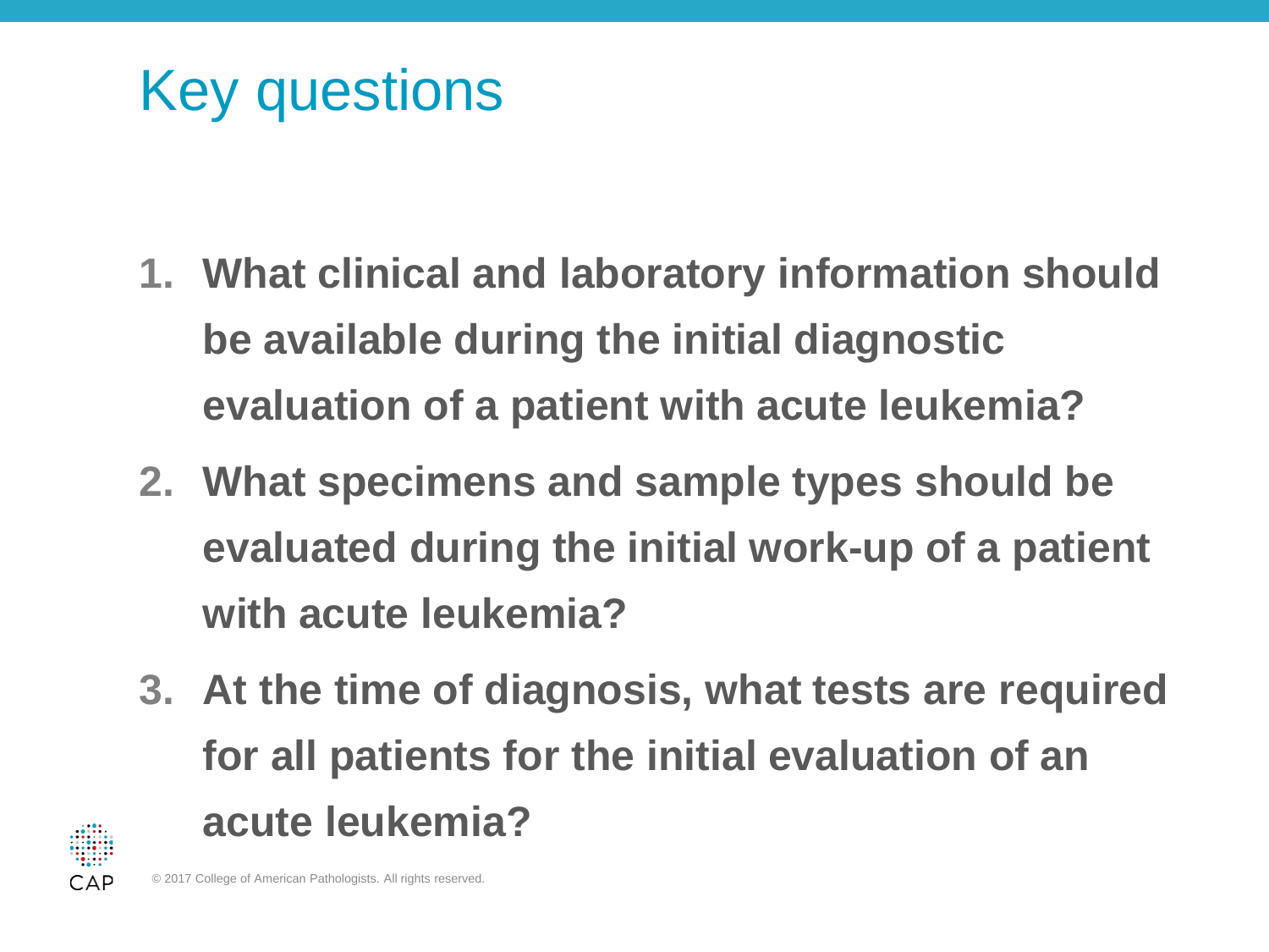# Key questions

1. **What clinical and laboratory information should be available during the initial diagnostic evaluation of a patient with acute leukemia?**
2. **What specimens and sample types should be evaluated during the initial work-up of a patient with acute leukemia?**
3. **At the time of diagnosis, what tests are required for all patients for the initial evaluation of an acute leukemia?**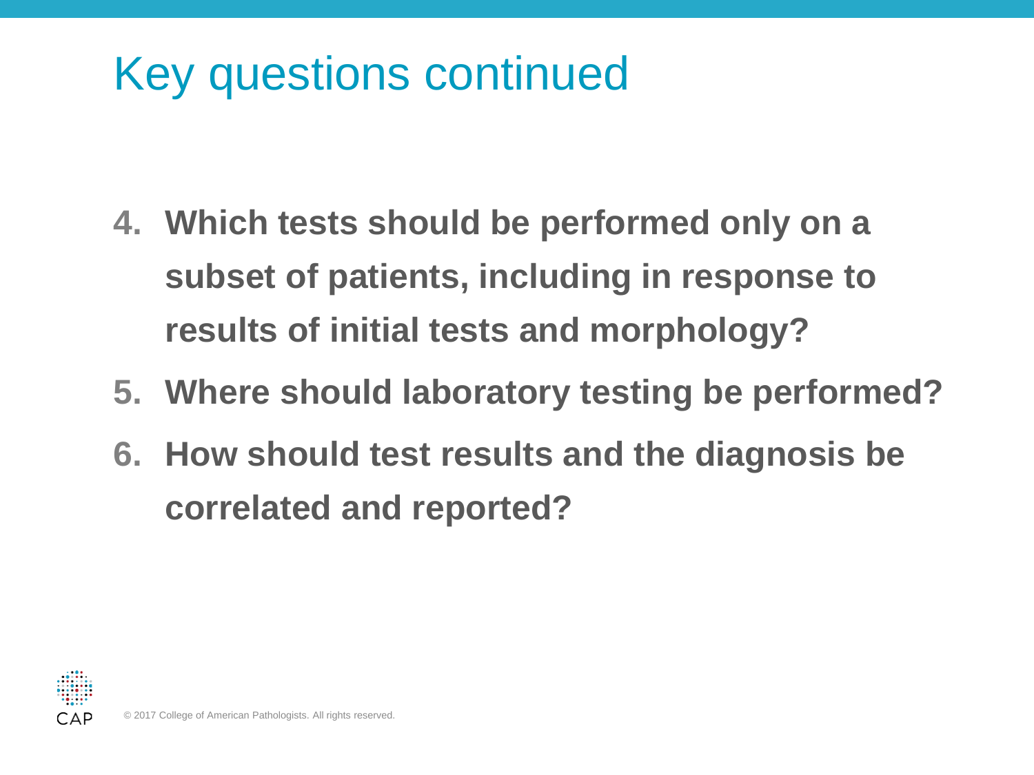# Key questions continued

4. **Which tests should be performed only on a subset of patients, including in response to results of initial tests and morphology?**
5. **Where should laboratory testing be performed?**
6. **How should test results and the diagnosis be correlated and reported?**

© 2017 College of American Pathologists. All rights reserved.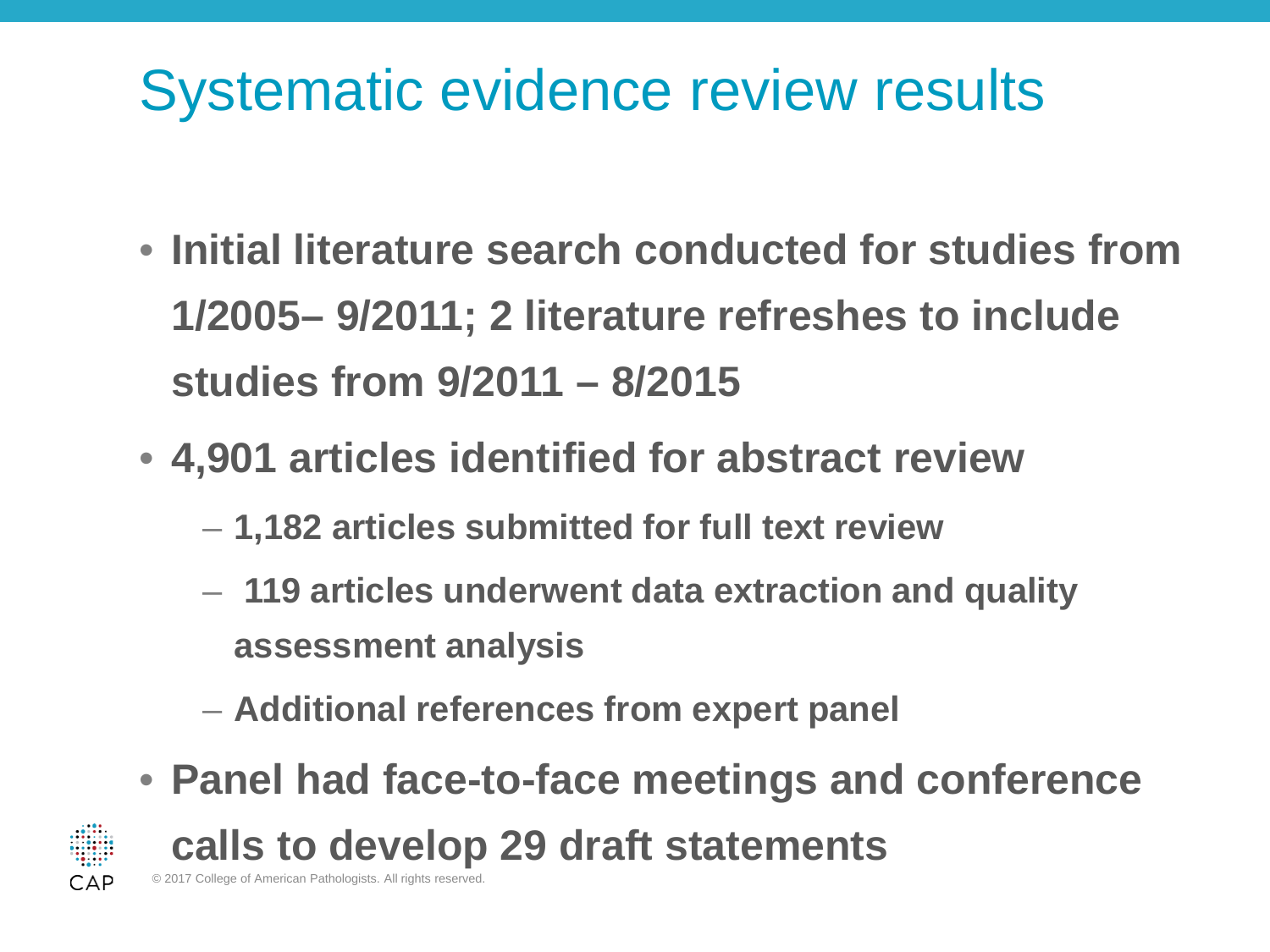# Systematic evidence review results

- **Initial literature search conducted for studies from 1/2005– 9/2011; 2 literature refreshes to include studies from 9/2011 – 8/2015**
- **4,901 articles identified for abstract review**
  - **1,182 articles submitted for full text review**
  - **119 articles underwent data extraction and quality assessment analysis**
  - **Additional references from expert panel**
- **Panel had face-to-face meetings and conference calls to develop 29 draft statements**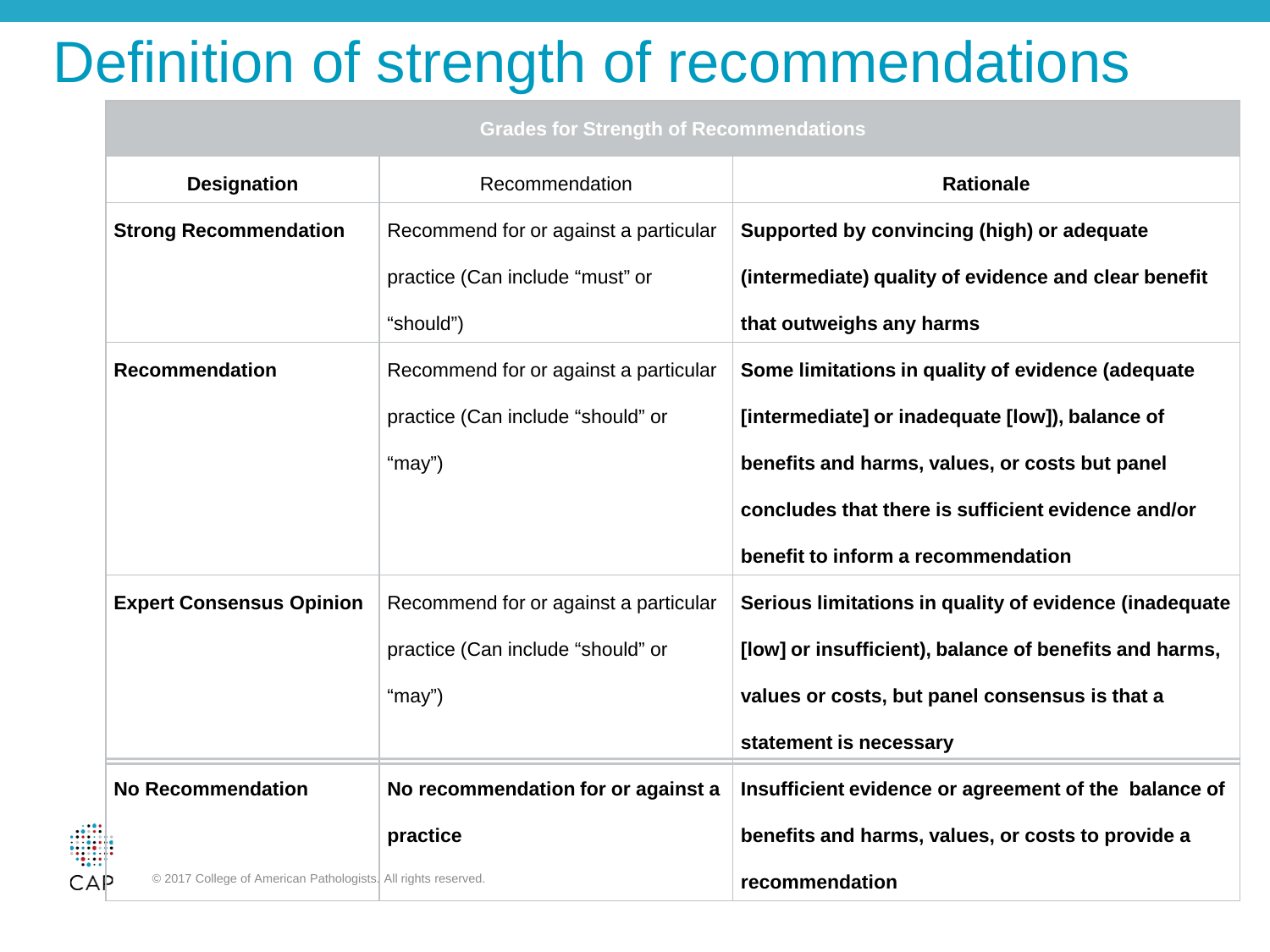# Definition of strength of recommendations

| Grades for Strength of Recommendations | | |
|---|---|---|
| **Designation** | Recommendation | **Rationale** |
| **Strong Recommendation** | Recommend for or against a particular practice (Can include "must" or "should") | **Supported by convincing (high) or adequate (intermediate) quality of evidence and clear benefit that outweighs any harms** |
| **Recommendation** | Recommend for or against a particular practice (Can include "should" or "may") | **Some limitations in quality of evidence (adequate [intermediate] or inadequate [low]), balance of benefits and harms, values, or costs but panel concludes that there is sufficient evidence and/or benefit to inform a recommendation** |
| **Expert Consensus Opinion** | Recommend for or against a particular practice (Can include "should" or "may") | **Serious limitations in quality of evidence (inadequate [low] or insufficient), balance of benefits and harms, values or costs, but panel consensus is that a statement is necessary** |
| **No Recommendation** | **No recommendation for or against a practice** | **Insufficient evidence or agreement of the balance of benefits and harms, values, or costs to provide a recommendation** |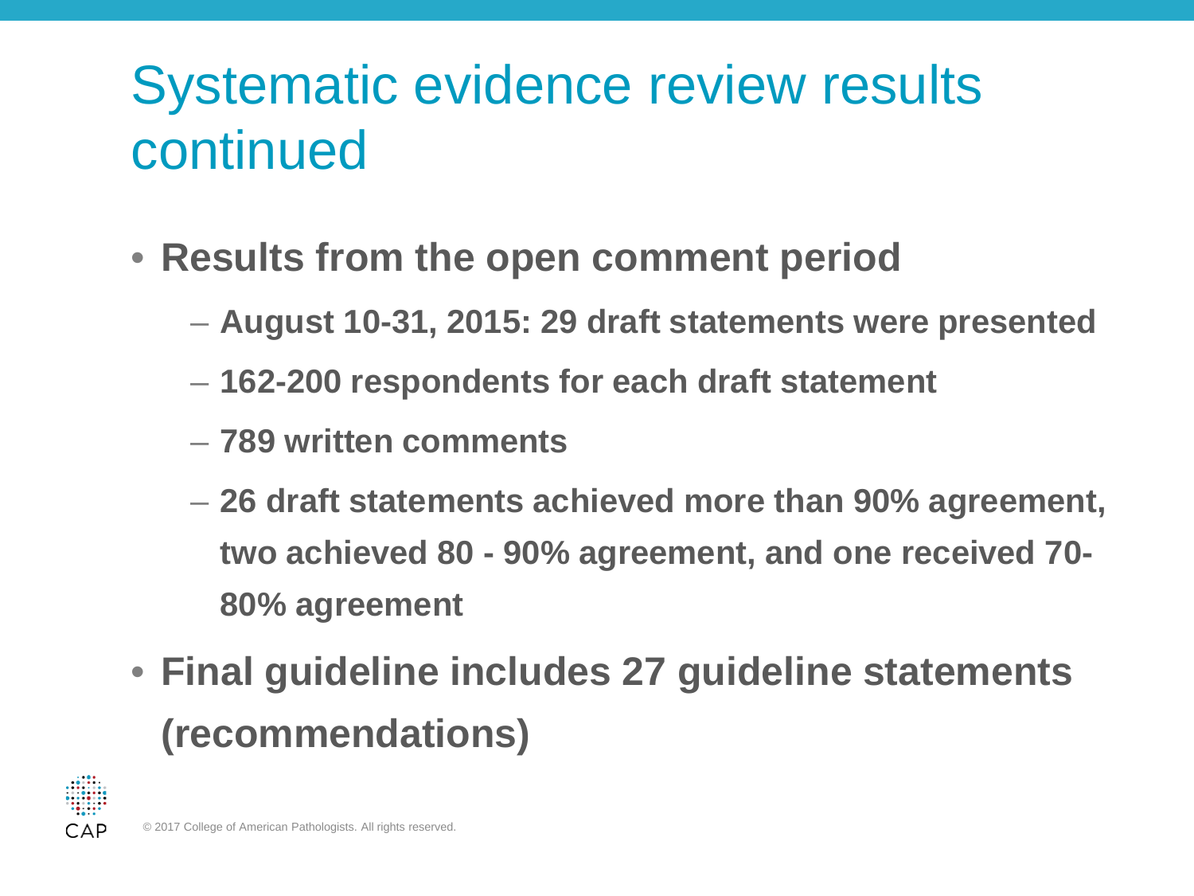# Systematic evidence review results continued

- **Results from the open comment period**
  - **August 10-31, 2015: 29 draft statements were presented**
  - **162-200 respondents for each draft statement**
  - **789 written comments**
  - **26 draft statements achieved more than 90% agreement, two achieved 80 - 90% agreement, and one received 70-80% agreement**
- **Final guideline includes 27 guideline statements (recommendations)**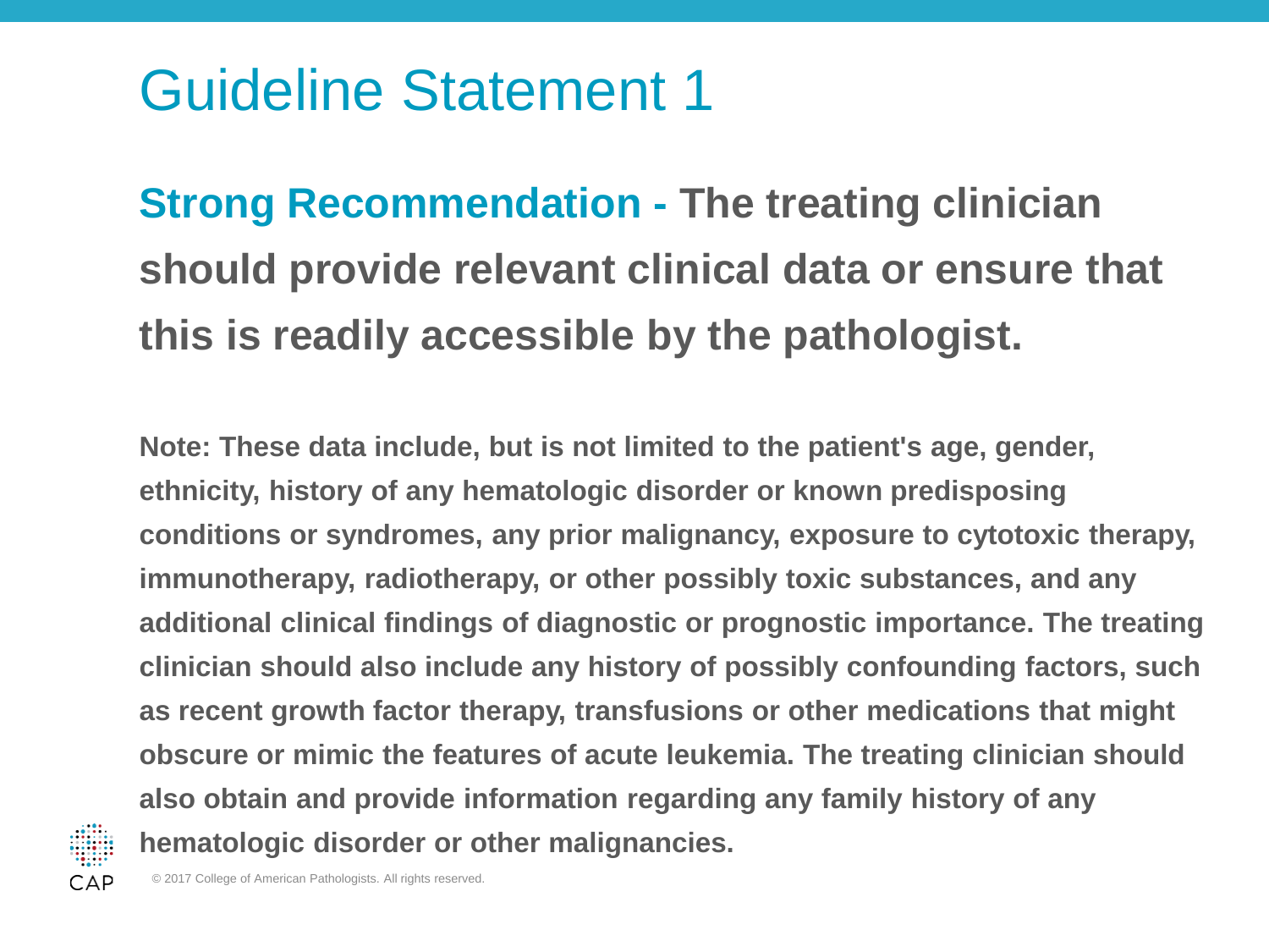# Guideline Statement 1

**Strong Recommendation - The treating clinician should provide relevant clinical data or ensure that this is readily accessible by the pathologist.**

**Note: These data include, but is not limited to the patient's age, gender, ethnicity, history of any hematologic disorder or known predisposing conditions or syndromes, any prior malignancy, exposure to cytotoxic therapy, immunotherapy, radiotherapy, or other possibly toxic substances, and any additional clinical findings of diagnostic or prognostic importance. The treating clinician should also include any history of possibly confounding factors, such as recent growth factor therapy, transfusions or other medications that might obscure or mimic the features of acute leukemia. The treating clinician should also obtain and provide information regarding any family history of any hematologic disorder or other malignancies.**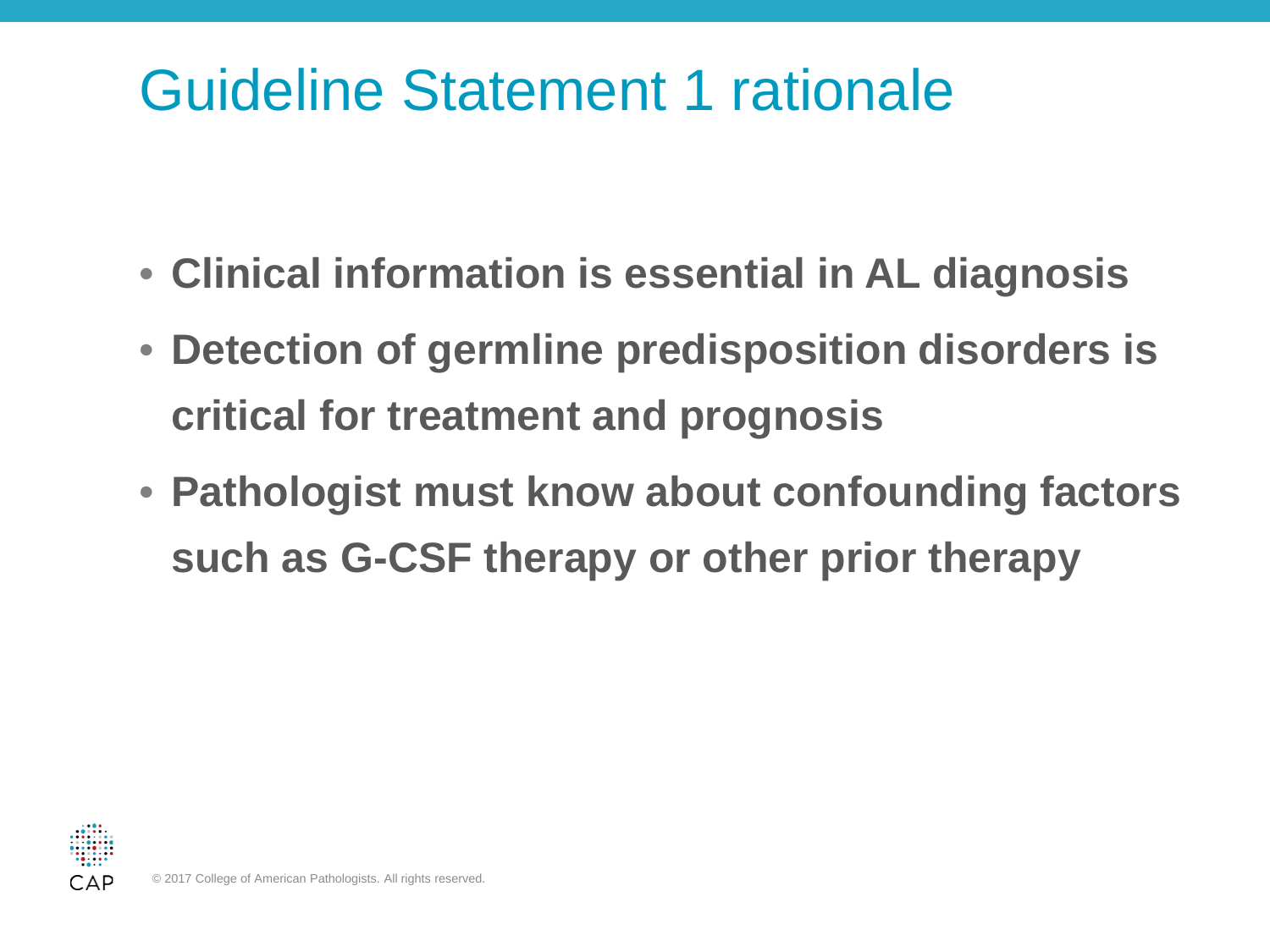# Guideline Statement 1 rationale

- **Clinical information is essential in AL diagnosis**
- **Detection of germline predisposition disorders is critical for treatment and prognosis**
- **Pathologist must know about confounding factors such as G-CSF therapy or other prior therapy**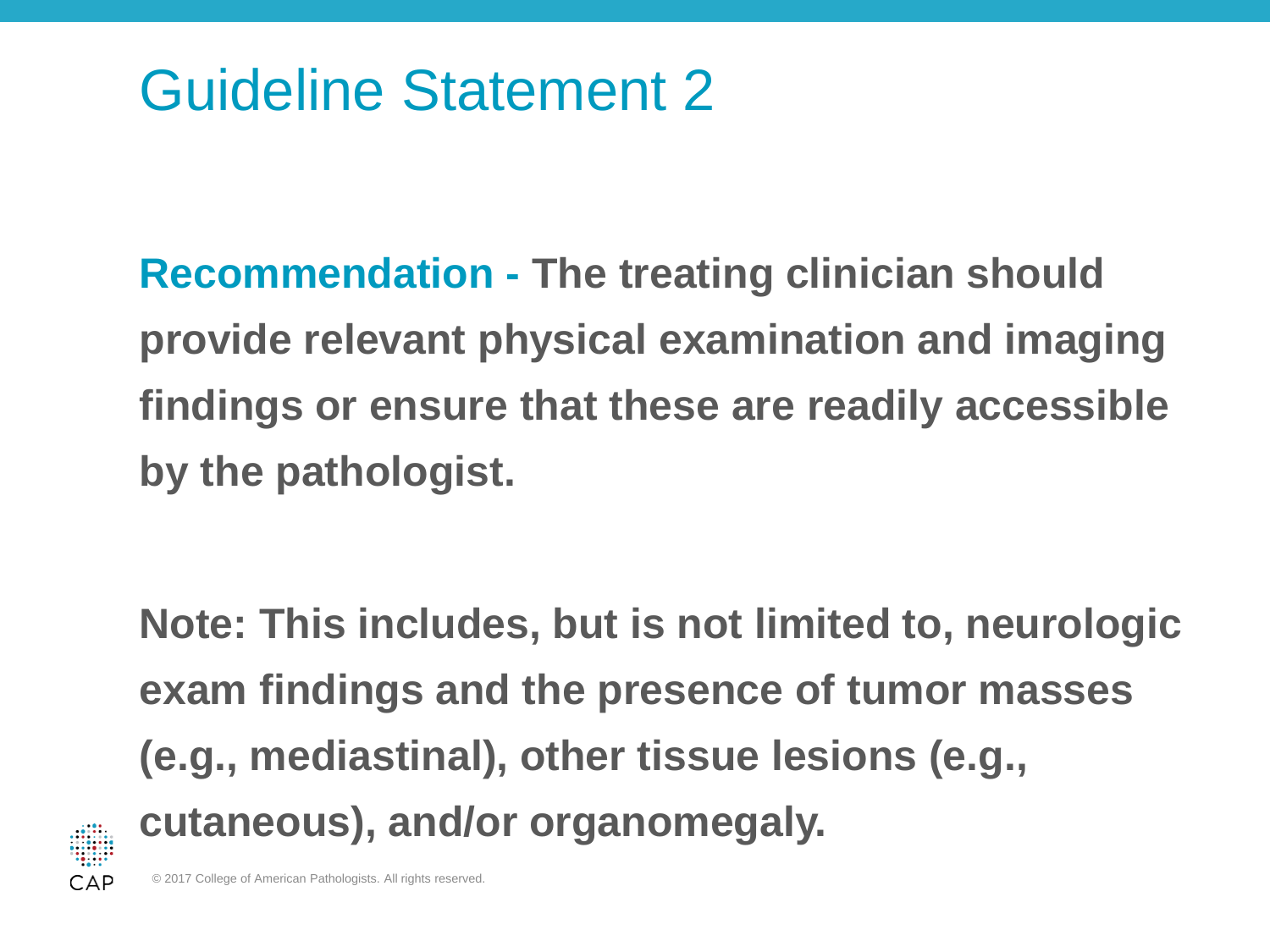# Guideline Statement 2

**Recommendation - The treating clinician should provide relevant physical examination and imaging findings or ensure that these are readily accessible by the pathologist.**

**Note: This includes, but is not limited to, neurologic exam findings and the presence of tumor masses (e.g., mediastinal), other tissue lesions (e.g., cutaneous), and/or organomegaly.**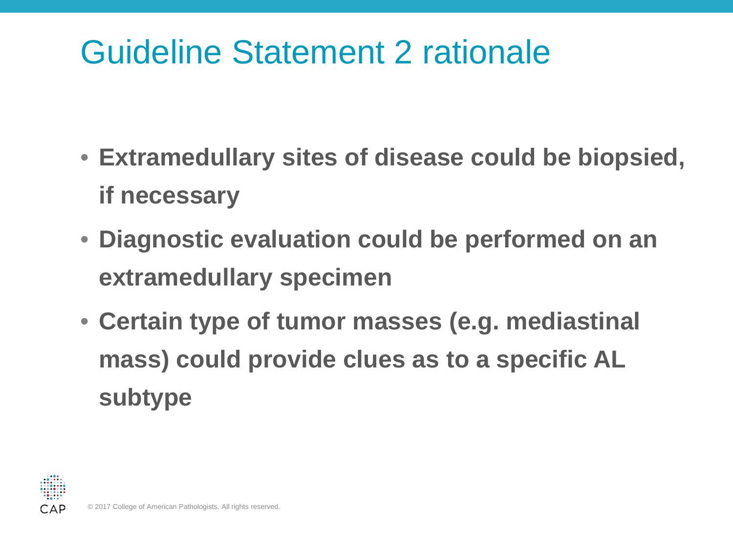# Guideline Statement 2 rationale

- **Extramedullary sites of disease could be biopsied, if necessary**
- **Diagnostic evaluation could be performed on an extramedullary specimen**
- **Certain type of tumor masses (e.g. mediastinal mass) could provide clues as to a specific AL subtype**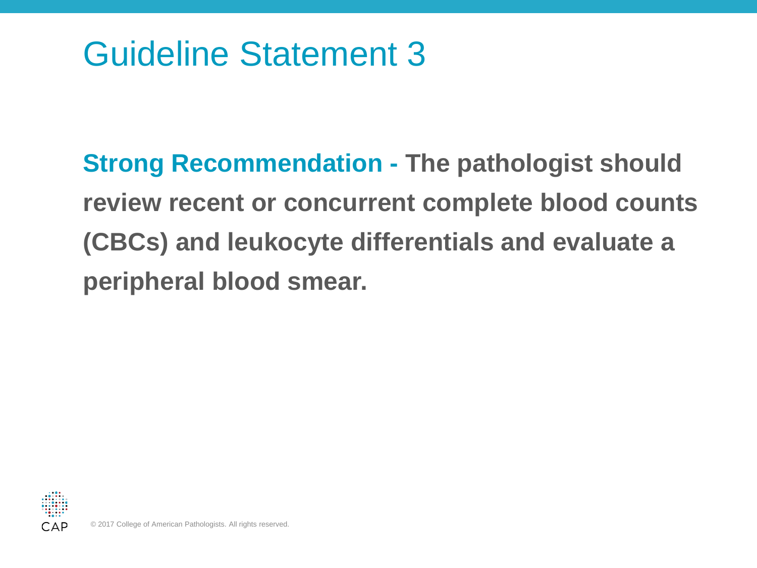# Guideline Statement 3

**Strong Recommendation - The pathologist should review recent or concurrent complete blood counts (CBCs) and leukocyte differentials and evaluate a peripheral blood smear.**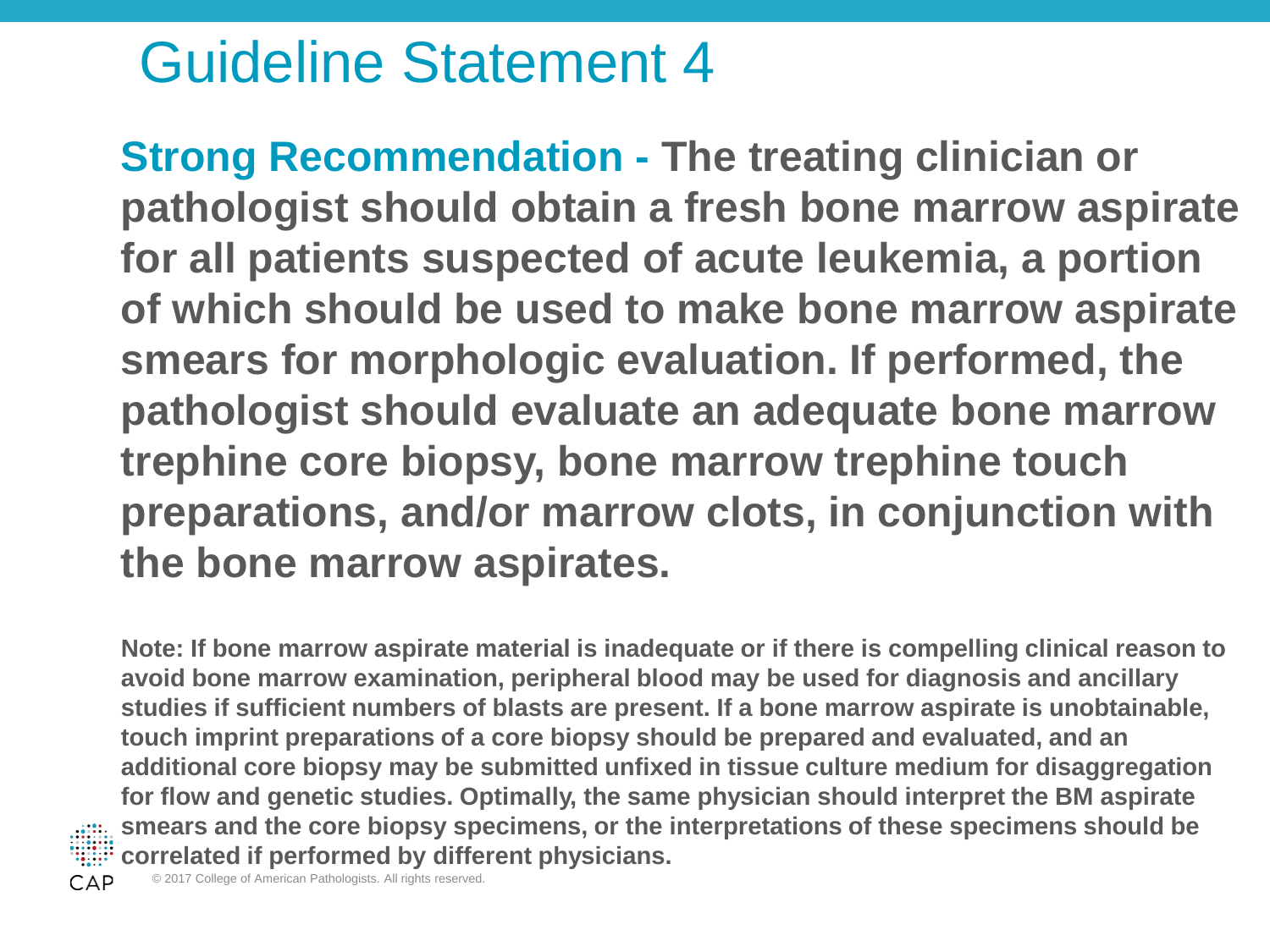# Guideline Statement 4

**Strong Recommendation - The treating clinician or pathologist should obtain a fresh bone marrow aspirate for all patients suspected of acute leukemia, a portion of which should be used to make bone marrow aspirate smears for morphologic evaluation. If performed, the pathologist should evaluate an adequate bone marrow trephine core biopsy, bone marrow trephine touch preparations, and/or marrow clots, in conjunction with the bone marrow aspirates.**

**Note: If bone marrow aspirate material is inadequate or if there is compelling clinical reason to avoid bone marrow examination, peripheral blood may be used for diagnosis and ancillary studies if sufficient numbers of blasts are present. If a bone marrow aspirate is unobtainable, touch imprint preparations of a core biopsy should be prepared and evaluated, and an additional core biopsy may be submitted unfixed in tissue culture medium for disaggregation for flow and genetic studies. Optimally, the same physician should interpret the BM aspirate smears and the core biopsy specimens, or the interpretations of these specimens should be correlated if performed by different physicians.**

© 2017 College of American Pathologists. All rights reserved.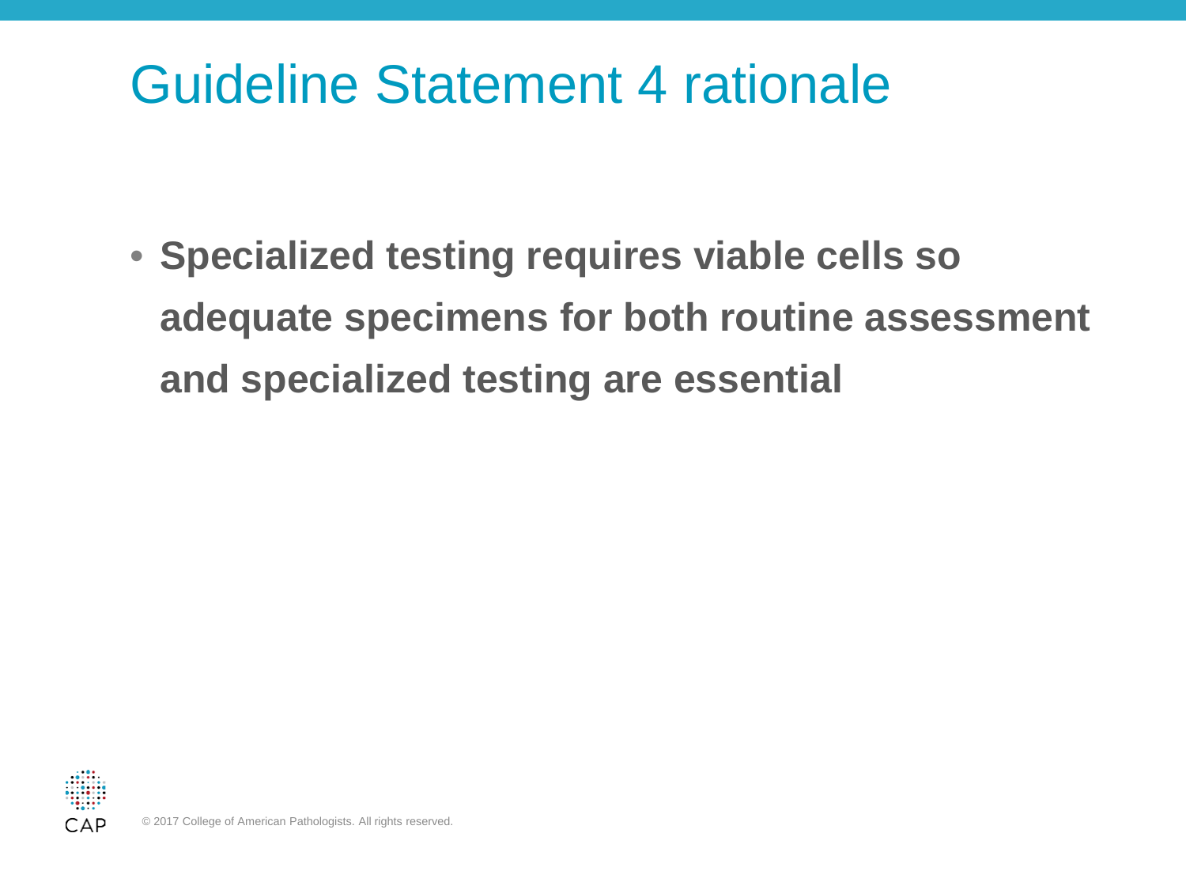# Guideline Statement 4 rationale

- **Specialized testing requires viable cells so adequate specimens for both routine assessment and specialized testing are essential**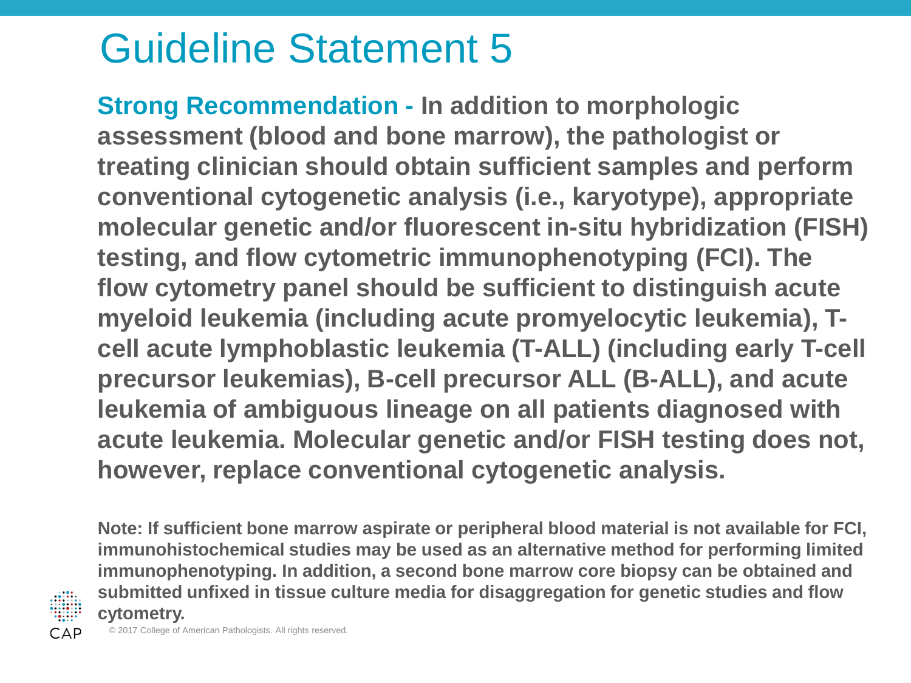# Guideline Statement 5

**Strong Recommendation - In addition to morphologic assessment (blood and bone marrow), the pathologist or treating clinician should obtain sufficient samples and perform conventional cytogenetic analysis (i.e., karyotype), appropriate molecular genetic and/or fluorescent in-situ hybridization (FISH) testing, and flow cytometric immunophenotyping (FCI). The flow cytometry panel should be sufficient to distinguish acute myeloid leukemia (including acute promyelocytic leukemia), T-cell acute lymphoblastic leukemia (T-ALL) (including early T-cell precursor leukemias), B-cell precursor ALL (B-ALL), and acute leukemia of ambiguous lineage on all patients diagnosed with acute leukemia. Molecular genetic and/or FISH testing does not, however, replace conventional cytogenetic analysis.**

**Note: If sufficient bone marrow aspirate or peripheral blood material is not available for FCI, immunohistochemical studies may be used as an alternative method for performing limited immunophenotyping. In addition, a second bone marrow core biopsy can be obtained and submitted unfixed in tissue culture media for disaggregation for genetic studies and flow cytometry.**

© 2017 College of American Pathologists. All rights reserved.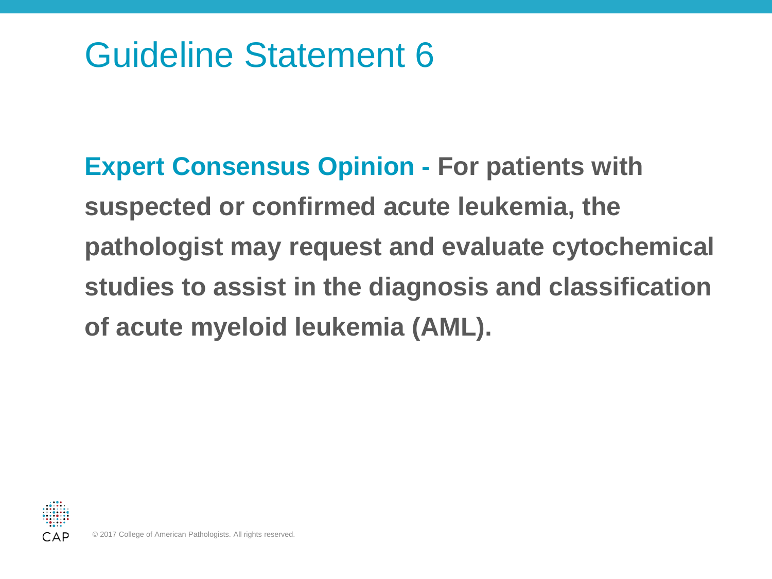# Guideline Statement 6

**Expert Consensus Opinion - For patients with suspected or confirmed acute leukemia, the pathologist may request and evaluate cytochemical studies to assist in the diagnosis and classification of acute myeloid leukemia (AML).**

© 2017 College of American Pathologists. All rights reserved.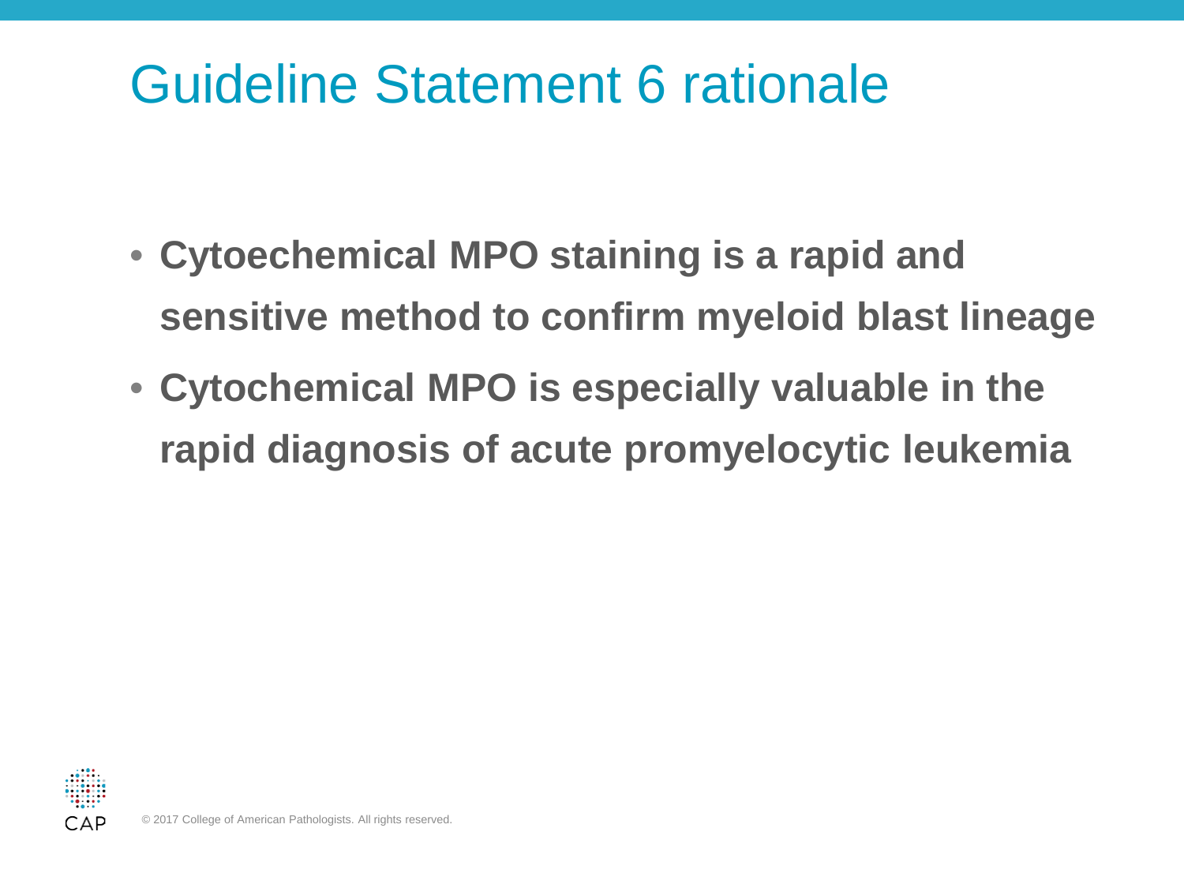# Guideline Statement 6 rationale

- **Cytoechemical MPO staining is a rapid and sensitive method to confirm myeloid blast lineage**
- **Cytochemical MPO is especially valuable in the rapid diagnosis of acute promyelocytic leukemia**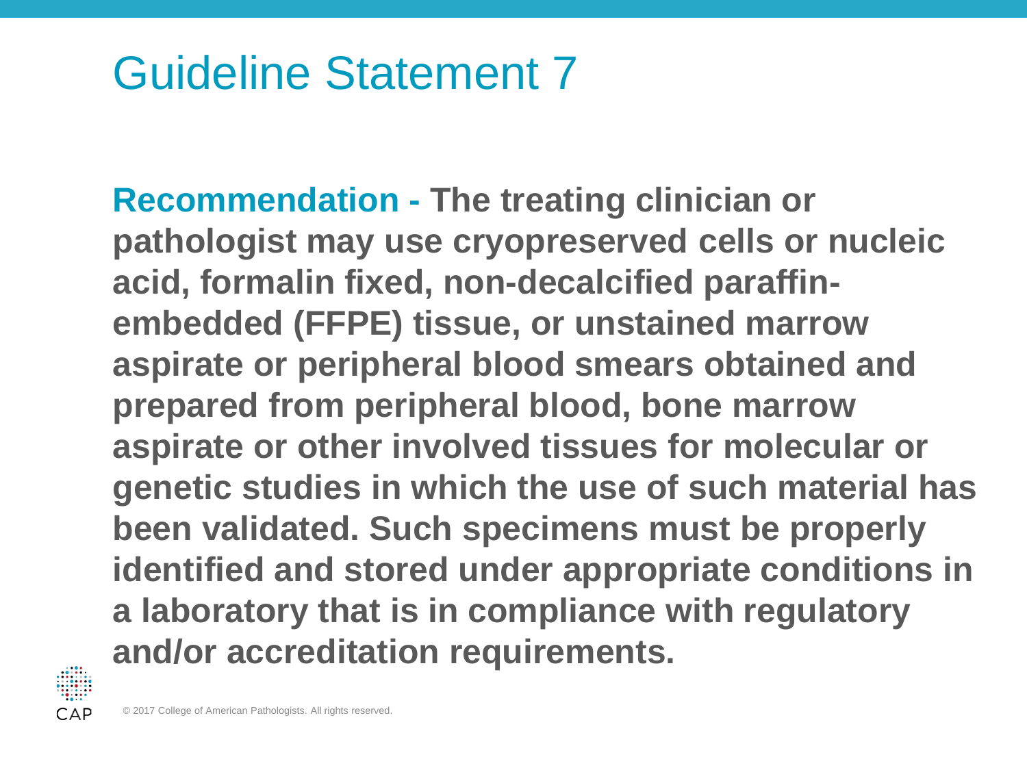# Guideline Statement 7

**Recommendation - The treating clinician or pathologist may use cryopreserved cells or nucleic acid, formalin fixed, non-decalcified paraffin-embedded (FFPE) tissue, or unstained marrow aspirate or peripheral blood smears obtained and prepared from peripheral blood, bone marrow aspirate or other involved tissues for molecular or genetic studies in which the use of such material has been validated. Such specimens must be properly identified and stored under appropriate conditions in a laboratory that is in compliance with regulatory and/or accreditation requirements.**

© 2017 College of American Pathologists. All rights reserved.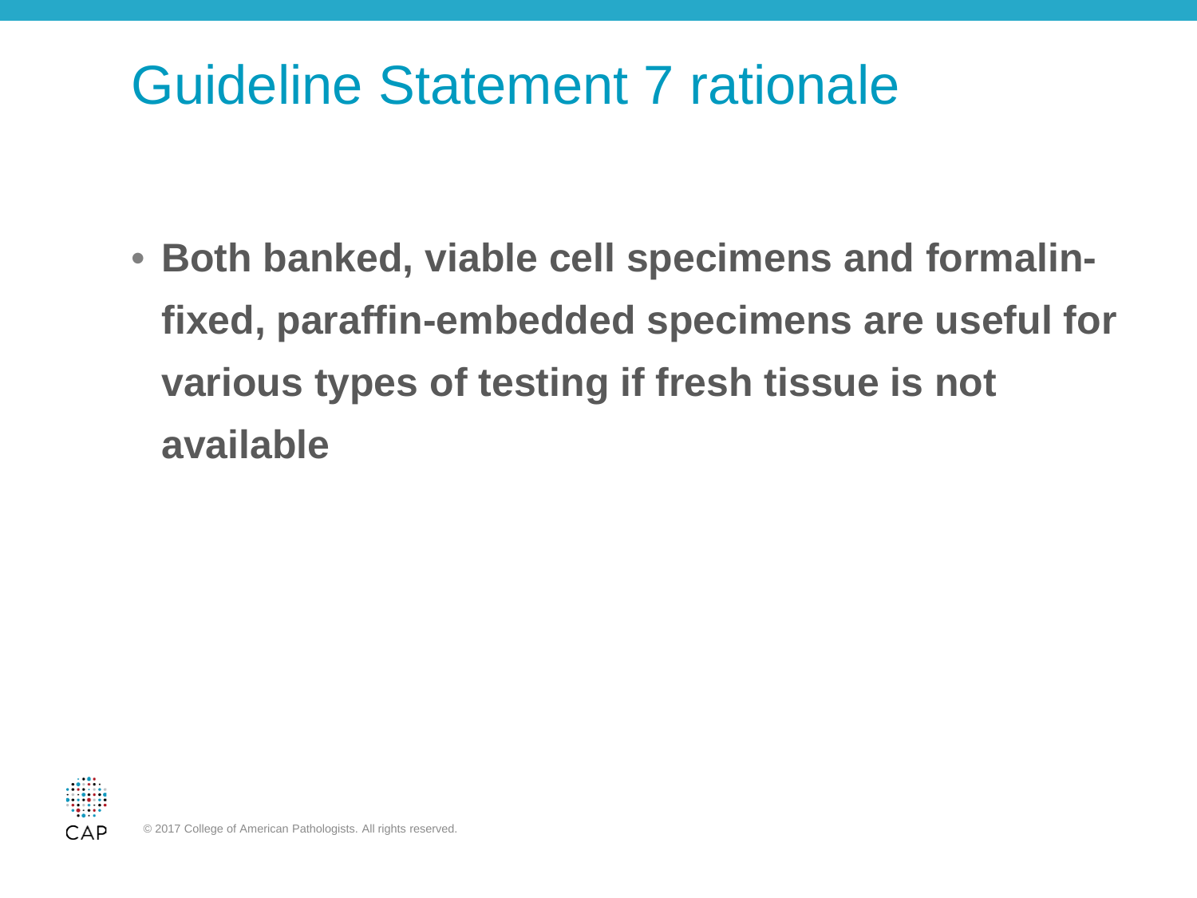# Guideline Statement 7 rationale

- **Both banked, viable cell specimens and formalin-fixed, paraffin-embedded specimens are useful for various types of testing if fresh tissue is not available**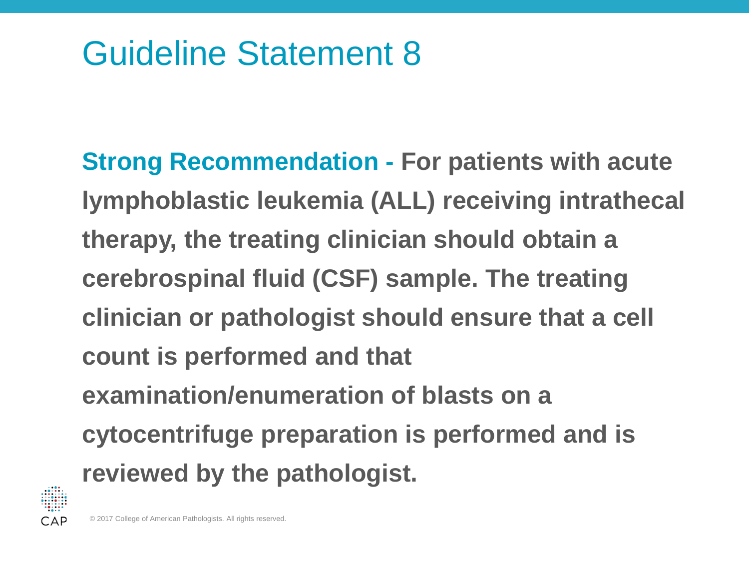# Guideline Statement 8

**Strong Recommendation - For patients with acute lymphoblastic leukemia (ALL) receiving intrathecal therapy, the treating clinician should obtain a cerebrospinal fluid (CSF) sample. The treating clinician or pathologist should ensure that a cell count is performed and that examination/enumeration of blasts on a cytocentrifuge preparation is performed and is reviewed by the pathologist.**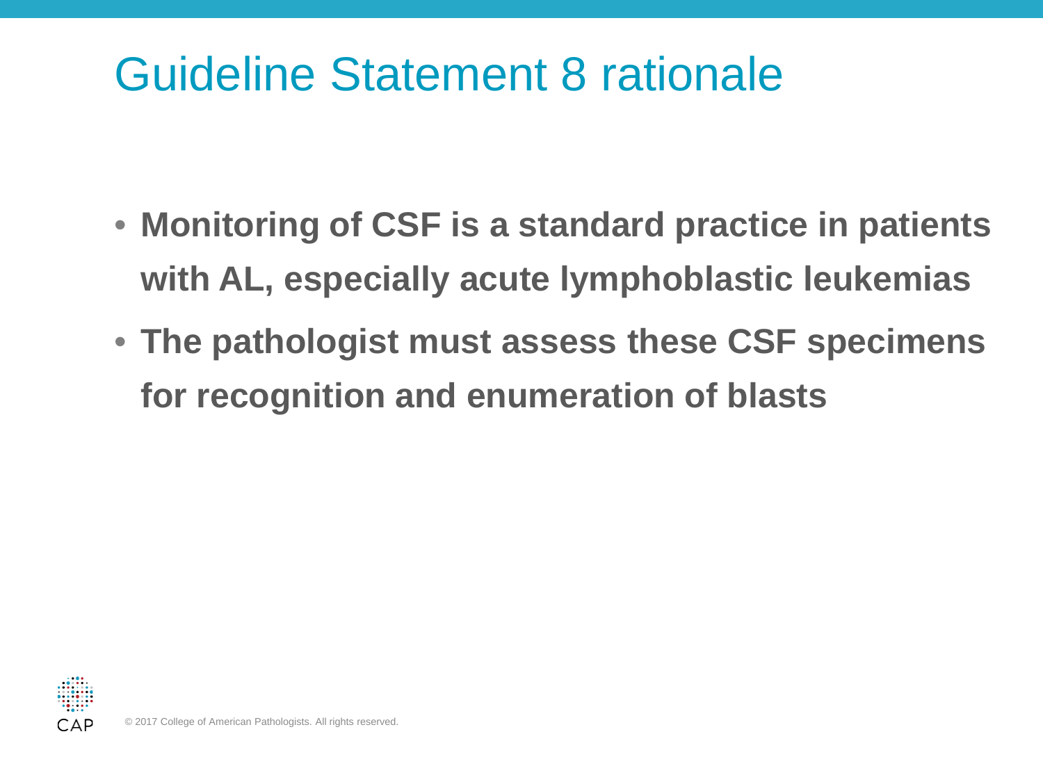# Guideline Statement 8 rationale

- **Monitoring of CSF is a standard practice in patients with AL, especially acute lymphoblastic leukemias**
- **The pathologist must assess these CSF specimens for recognition and enumeration of blasts**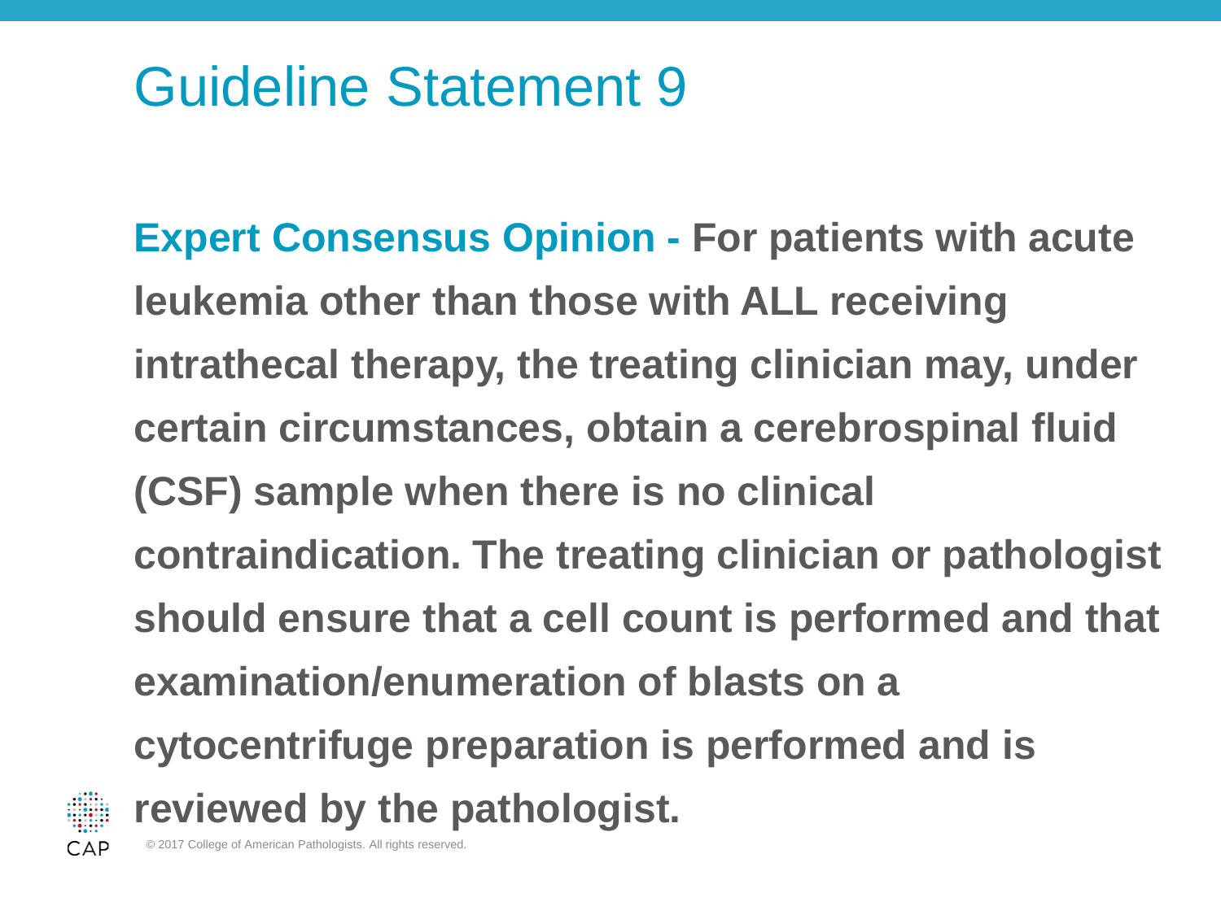# Guideline Statement 9

**Expert Consensus Opinion - For patients with acute leukemia other than those with ALL receiving intrathecal therapy, the treating clinician may, under certain circumstances, obtain a cerebrospinal fluid (CSF) sample when there is no clinical contraindication. The treating clinician or pathologist should ensure that a cell count is performed and that examination/enumeration of blasts on a cytocentrifuge preparation is performed and is reviewed by the pathologist.**

© 2017 College of American Pathologists. All rights reserved.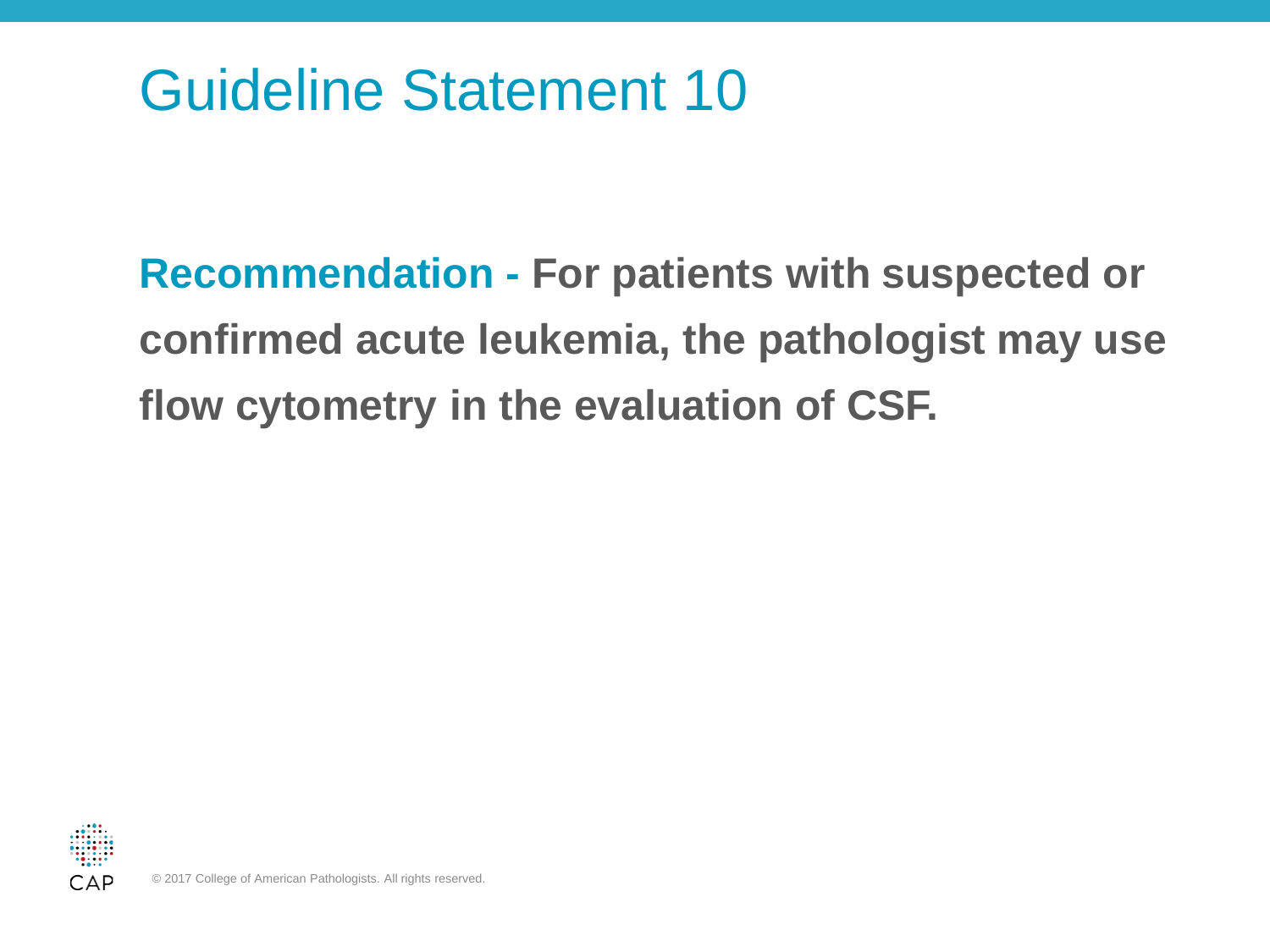# Guideline Statement 10

**Recommendation - For patients with suspected or confirmed acute leukemia, the pathologist may use flow cytometry in the evaluation of CSF.**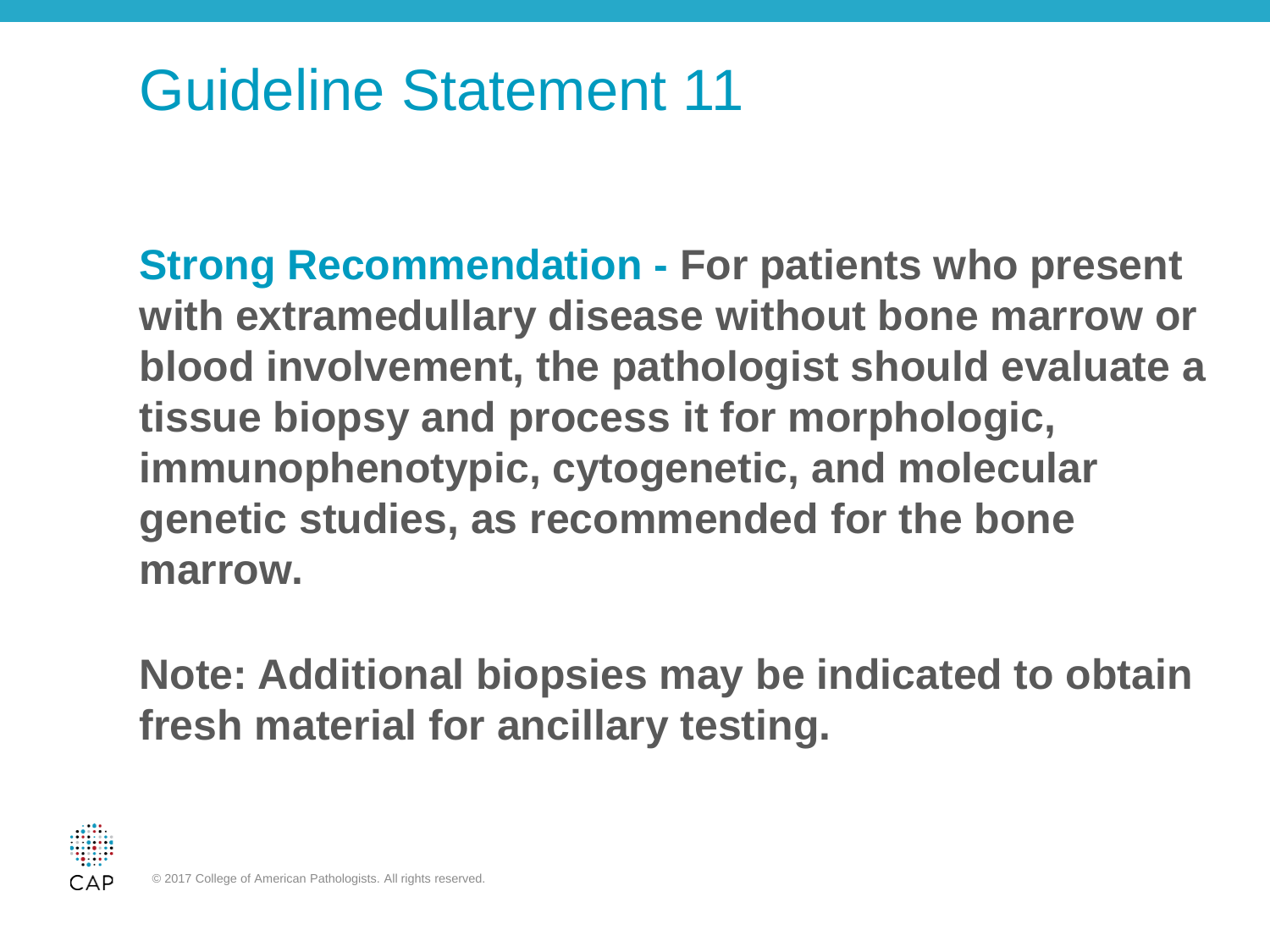# Guideline Statement 11

**Strong Recommendation - For patients who present with extramedullary disease without bone marrow or blood involvement, the pathologist should evaluate a tissue biopsy and process it for morphologic, immunophenotypic, cytogenetic, and molecular genetic studies, as recommended for the bone marrow.**

**Note: Additional biopsies may be indicated to obtain fresh material for ancillary testing.**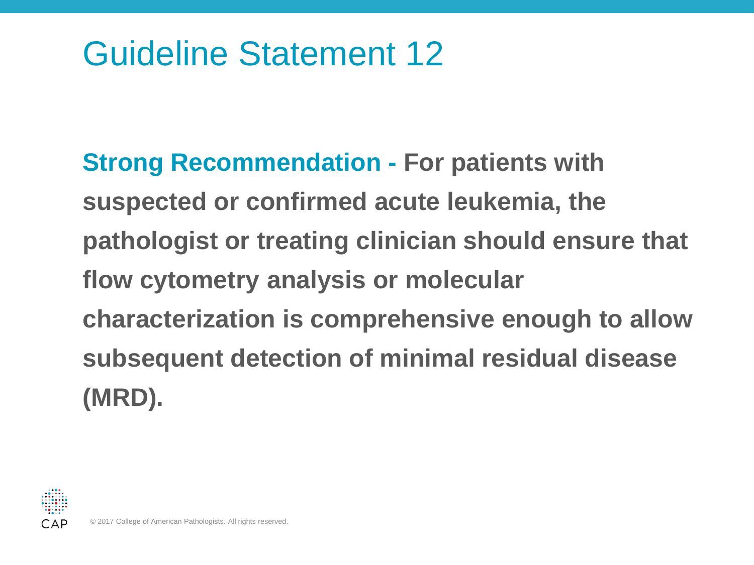# Guideline Statement 12

**Strong Recommendation - For patients with suspected or confirmed acute leukemia, the pathologist or treating clinician should ensure that flow cytometry analysis or molecular characterization is comprehensive enough to allow subsequent detection of minimal residual disease (MRD).**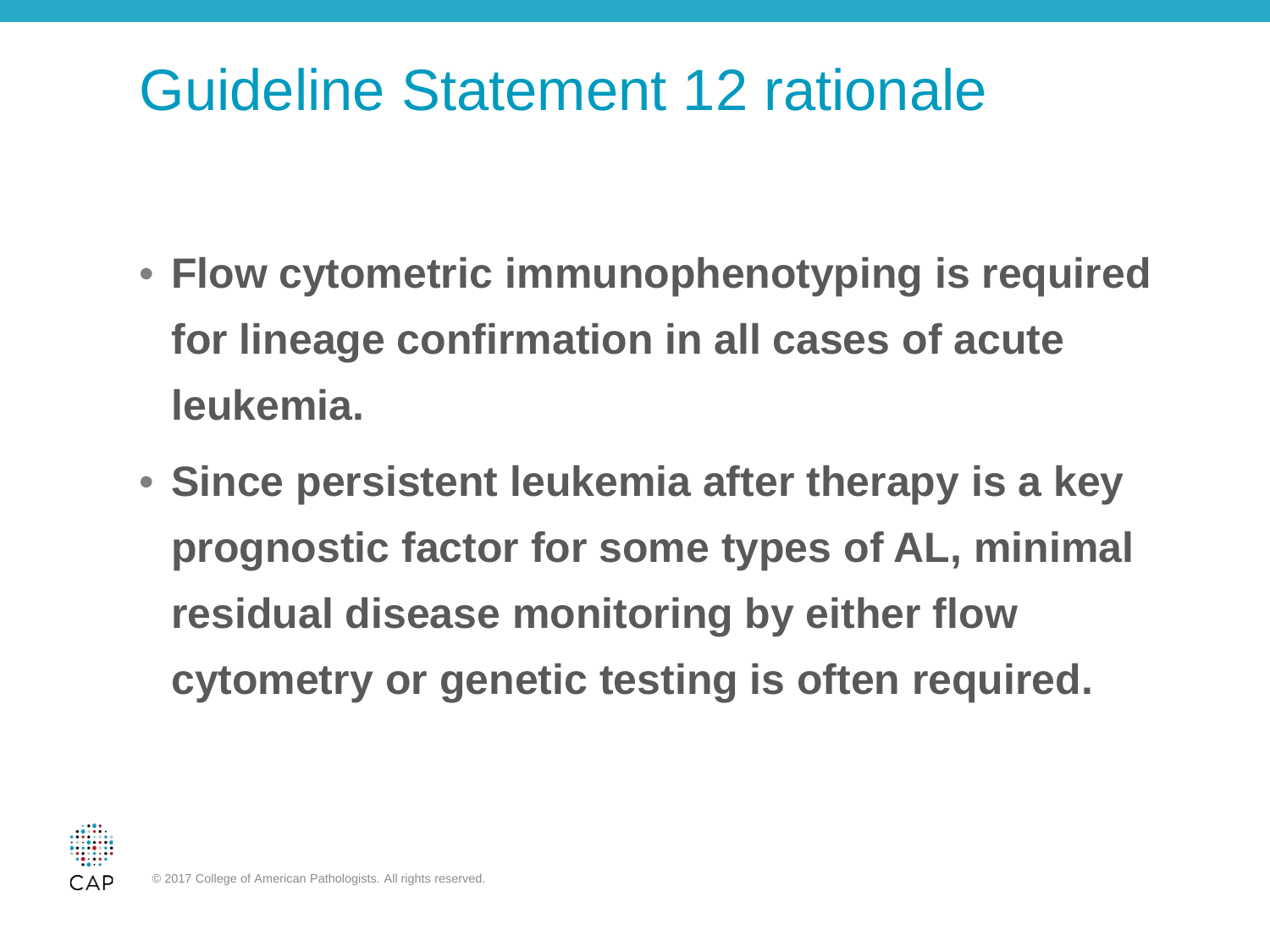# Guideline Statement 12 rationale

- **Flow cytometric immunophenotyping is required for lineage confirmation in all cases of acute leukemia.**
- **Since persistent leukemia after therapy is a key prognostic factor for some types of AL, minimal residual disease monitoring by either flow cytometry or genetic testing is often required.**

© 2017 College of American Pathologists. All rights reserved.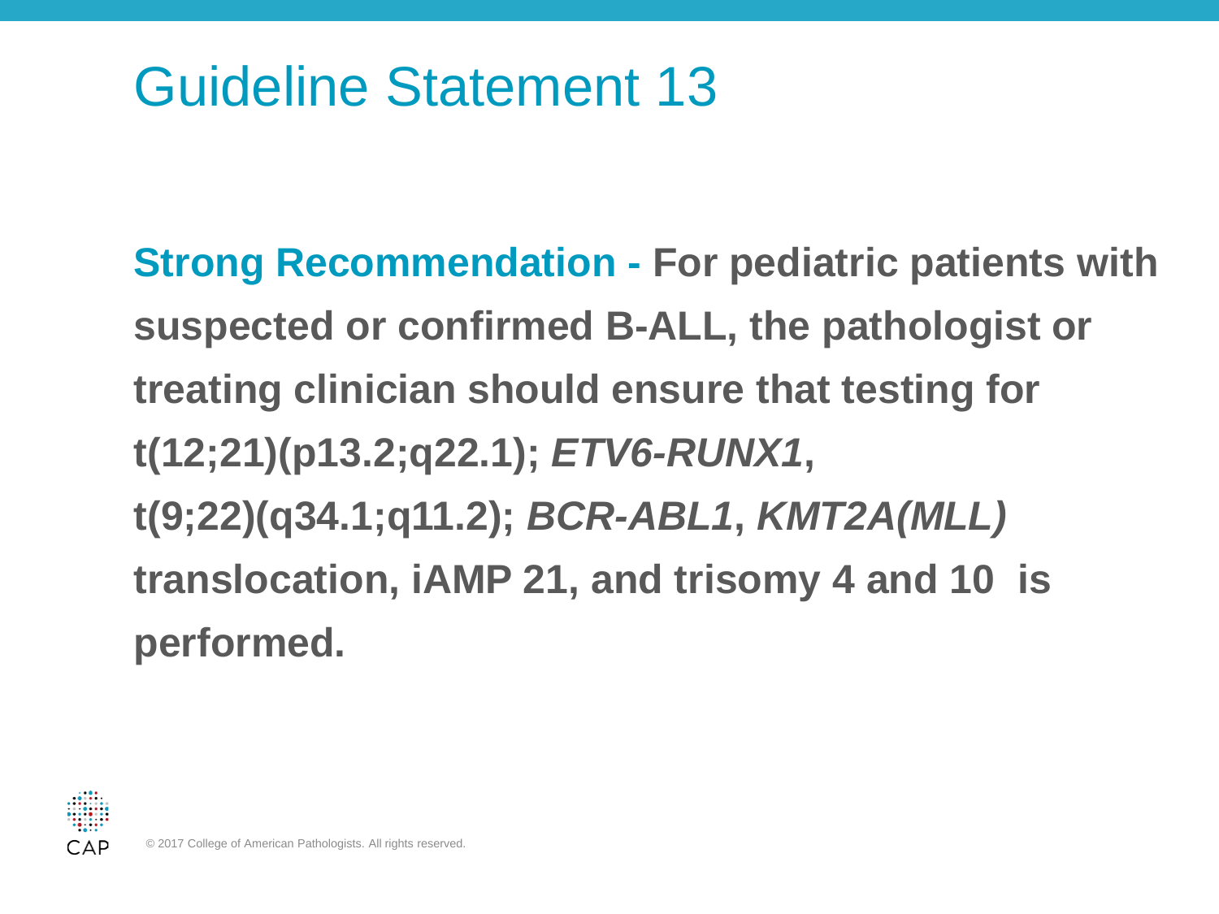# Guideline Statement 13

**Strong Recommendation - For pediatric patients with suspected or confirmed B-ALL, the pathologist or treating clinician should ensure that testing for t(12;21)(p13.2;q22.1); *ETV6-RUNX1*, t(9;22)(q34.1;q11.2); *BCR-ABL1*, *KMT2A(MLL)* translocation, iAMP 21, and trisomy 4 and 10 is performed.**

© 2017 College of American Pathologists. All rights reserved.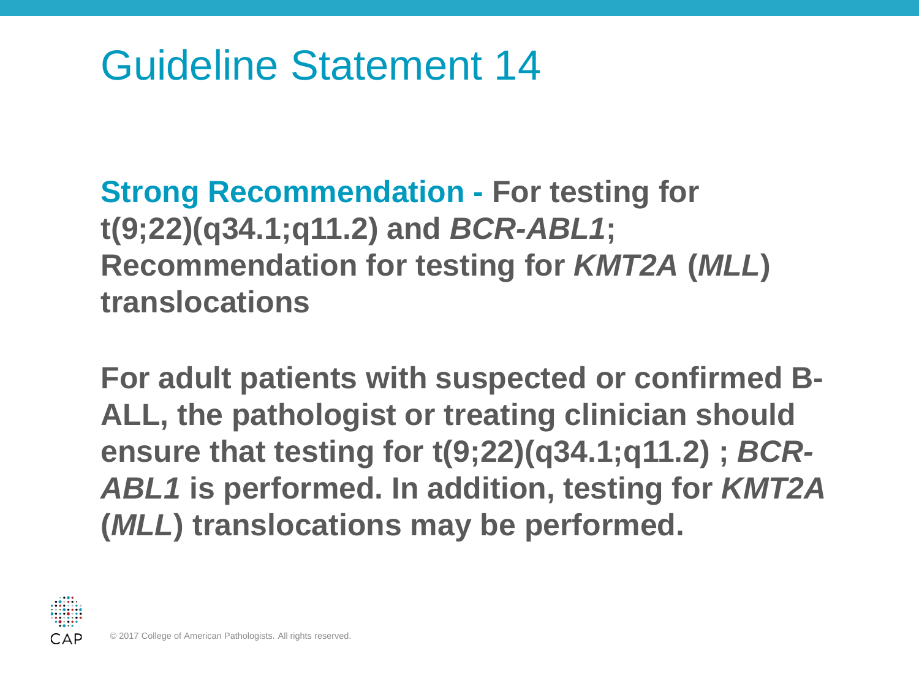# Guideline Statement 14

**Strong Recommendation - For testing for t(9;22)(q34.1;q11.2) and *BCR-ABL1*; Recommendation for testing for *KMT2A* (*MLL*) translocations**

**For adult patients with suspected or confirmed B-ALL, the pathologist or treating clinician should ensure that testing for t(9;22)(q34.1;q11.2) ; *BCR-ABL1* is performed. In addition, testing for *KMT2A* (*MLL*) translocations may be performed.**

© 2017 College of American Pathologists. All rights reserved.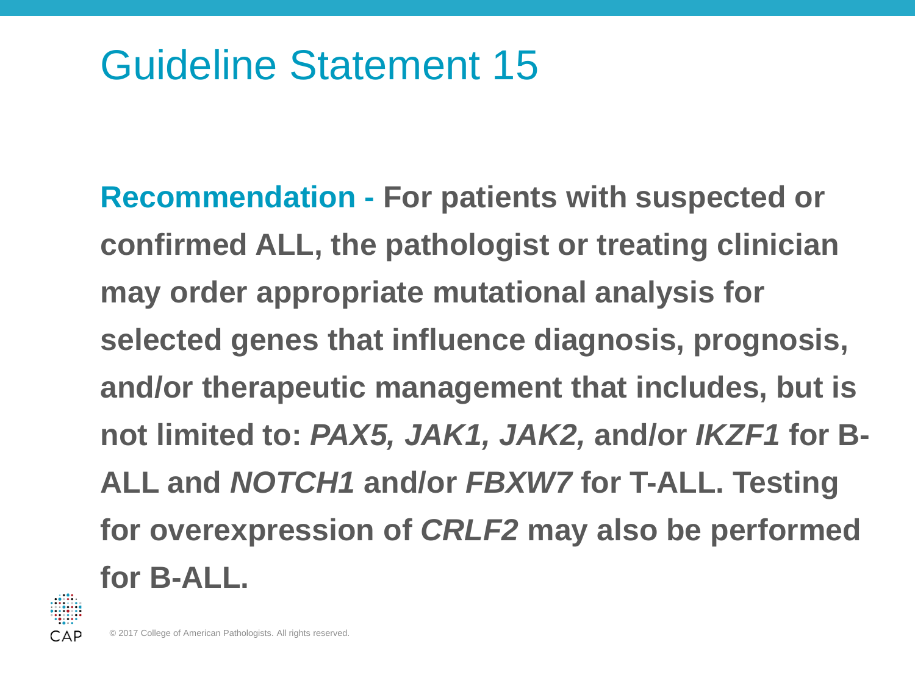# Guideline Statement 15

**Recommendation - For patients with suspected or confirmed ALL, the pathologist or treating clinician may order appropriate mutational analysis for selected genes that influence diagnosis, prognosis, and/or therapeutic management that includes, but is not limited to: *PAX5, JAK1, JAK2,* and/or *IKZF1* for B-ALL and *NOTCH1* and/or *FBXW7* for T-ALL. Testing for overexpression of *CRLF2* may also be performed for B-ALL.**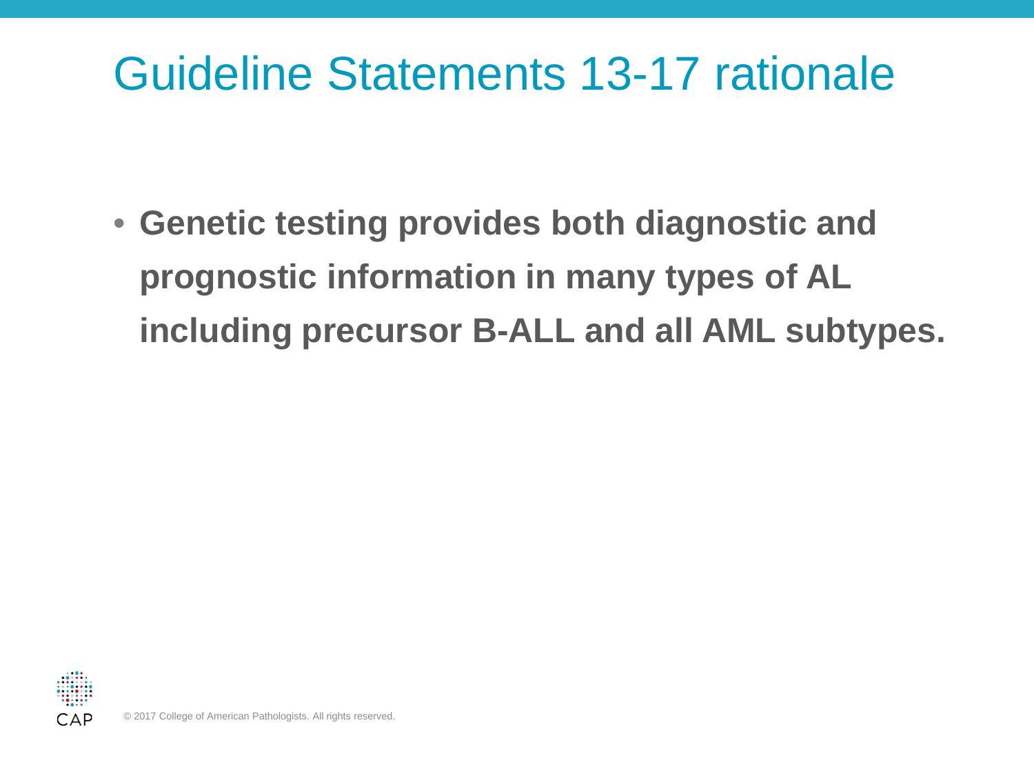# Guideline Statements 13-17 rationale

- **Genetic testing provides both diagnostic and prognostic information in many types of AL including precursor B-ALL and all AML subtypes.**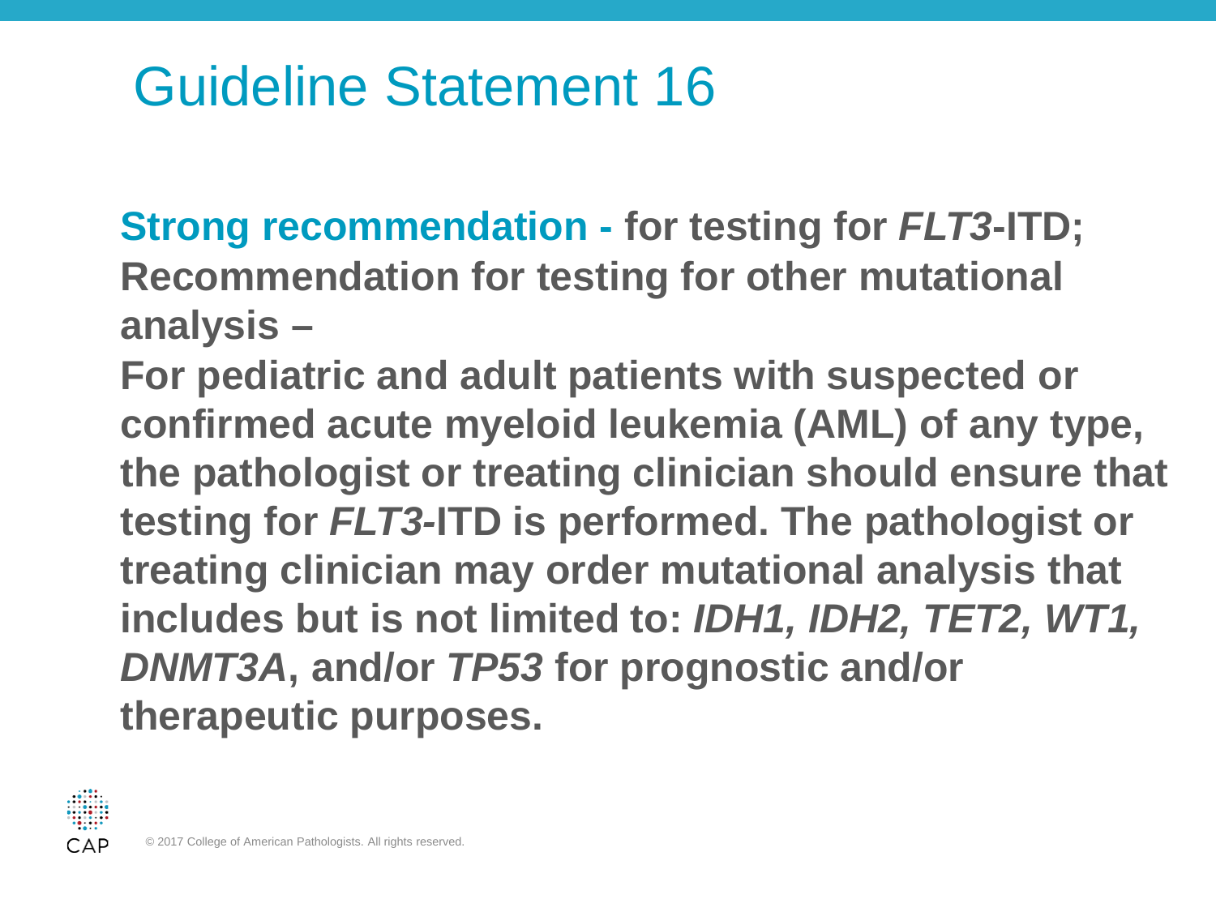# Guideline Statement 16

**Strong recommendation - for testing for *FLT3*-ITD; Recommendation for testing for other mutational analysis –**

**For pediatric and adult patients with suspected or confirmed acute myeloid leukemia (AML) of any type, the pathologist or treating clinician should ensure that testing for *FLT3*-ITD is performed. The pathologist or treating clinician may order mutational analysis that includes but is not limited to: *IDH1, IDH2, TET2, WT1, DNMT3A*, and/or *TP53* for prognostic and/or therapeutic purposes.**

© 2017 College of American Pathologists. All rights reserved.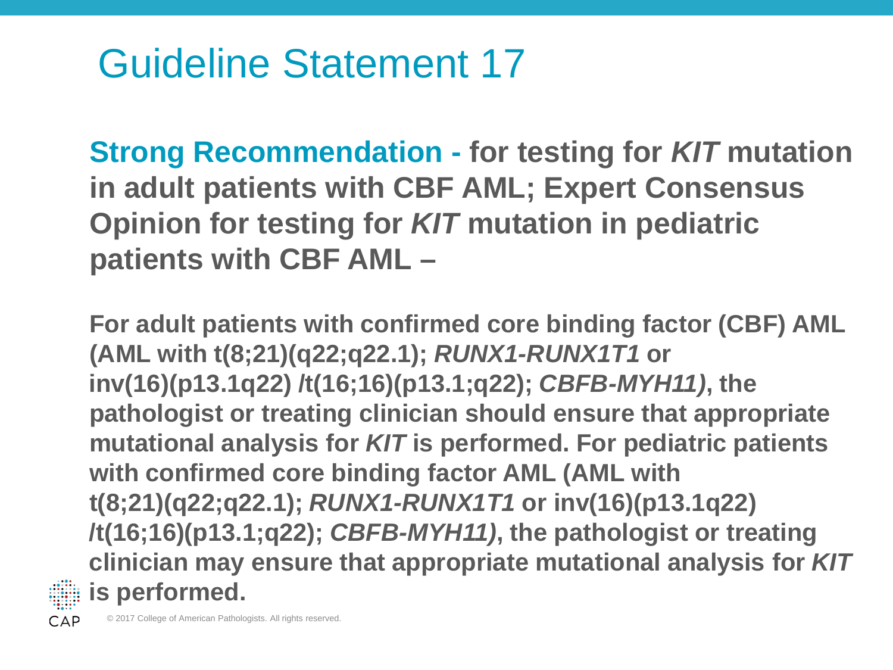# Guideline Statement 17

**Strong Recommendation - for testing for *KIT* mutation in adult patients with CBF AML; Expert Consensus Opinion for testing for *KIT* mutation in pediatric patients with CBF AML –**

**For adult patients with confirmed core binding factor (CBF) AML (AML with t(8;21)(q22;q22.1); *RUNX1-RUNX1T1* or inv(16)(p13.1q22) /t(16;16)(p13.1;q22); *CBFB-MYH11)*, the pathologist or treating clinician should ensure that appropriate mutational analysis for *KIT* is performed. For pediatric patients with confirmed core binding factor AML (AML with t(8;21)(q22;q22.1); *RUNX1-RUNX1T1* or inv(16)(p13.1q22) /t(16;16)(p13.1;q22); *CBFB-MYH11)*, the pathologist or treating clinician may ensure that appropriate mutational analysis for *KIT* is performed.**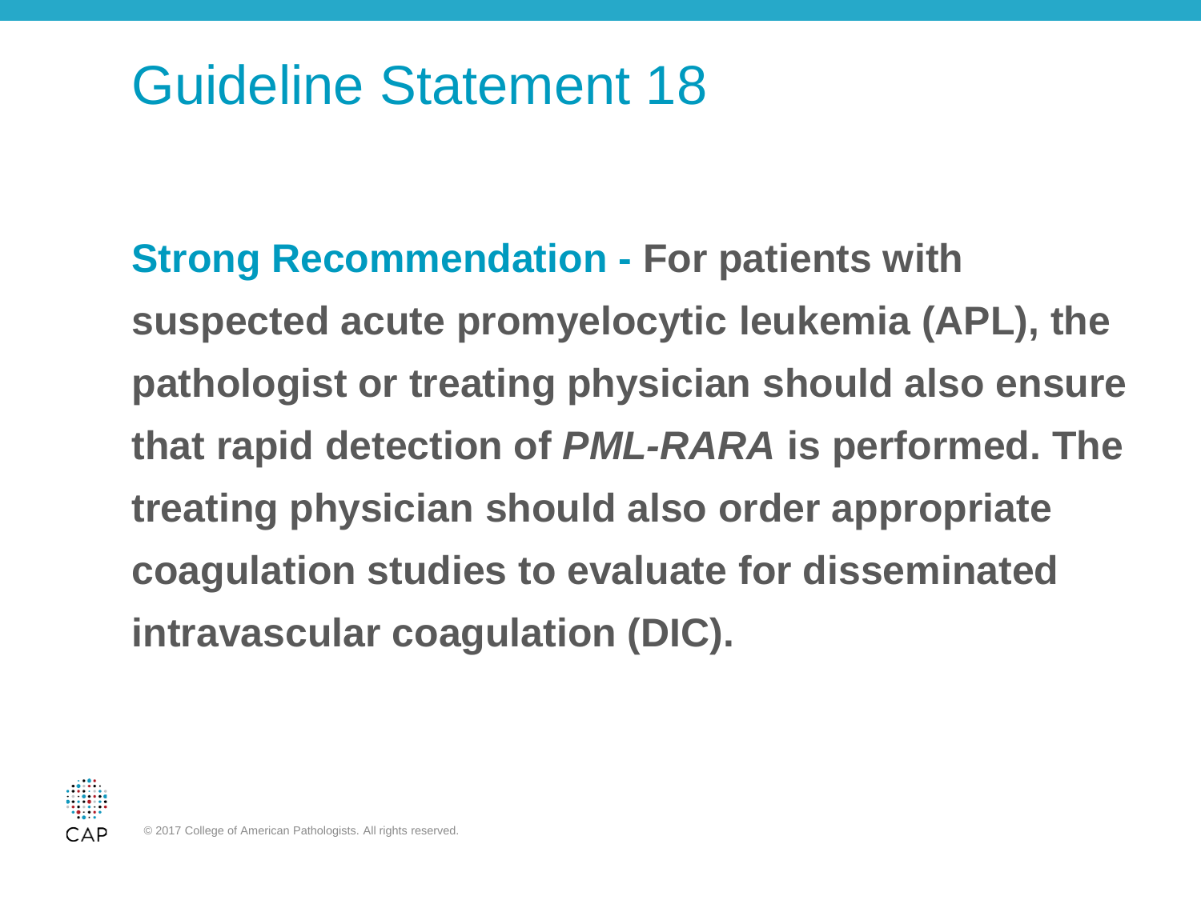# Guideline Statement 18

**Strong Recommendation - For patients with suspected acute promyelocytic leukemia (APL), the pathologist or treating physician should also ensure that rapid detection of *PML-RARA* is performed. The treating physician should also order appropriate coagulation studies to evaluate for disseminated intravascular coagulation (DIC).**

© 2017 College of American Pathologists. All rights reserved.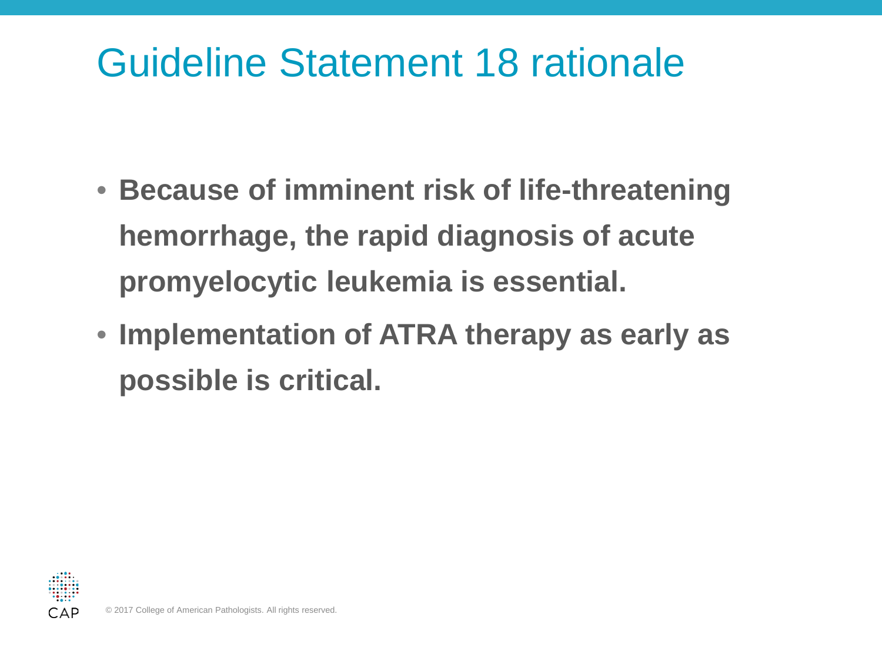# Guideline Statement 18 rationale

- **Because of imminent risk of life-threatening hemorrhage, the rapid diagnosis of acute promyelocytic leukemia is essential.**
- **Implementation of ATRA therapy as early as possible is critical.**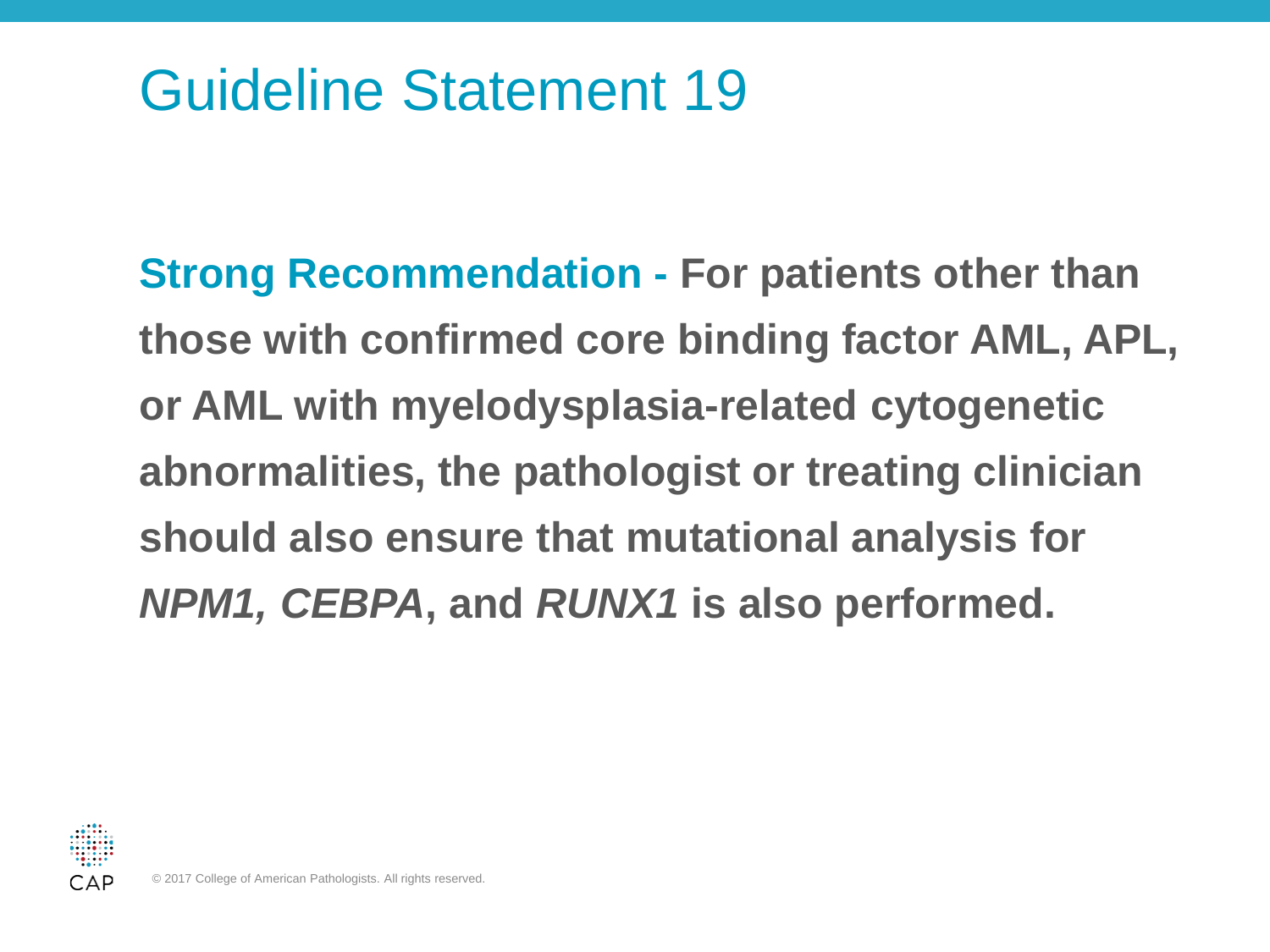# Guideline Statement 19

**Strong Recommendation - For patients other than those with confirmed core binding factor AML, APL, or AML with myelodysplasia-related cytogenetic abnormalities, the pathologist or treating clinician should also ensure that mutational analysis for *NPM1, CEBPA*, and *RUNX1* is also performed.**

© 2017 College of American Pathologists. All rights reserved.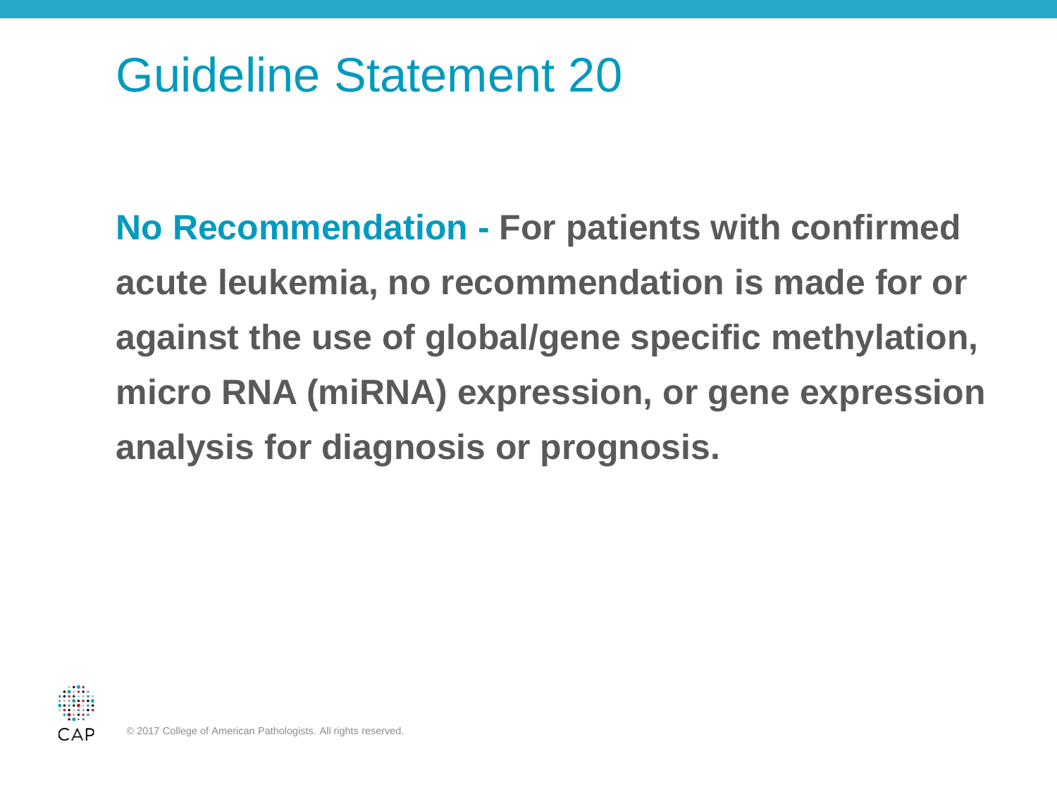# Guideline Statement 20

**No Recommendation - For patients with confirmed acute leukemia, no recommendation is made for or against the use of global/gene specific methylation, micro RNA (miRNA) expression, or gene expression analysis for diagnosis or prognosis.**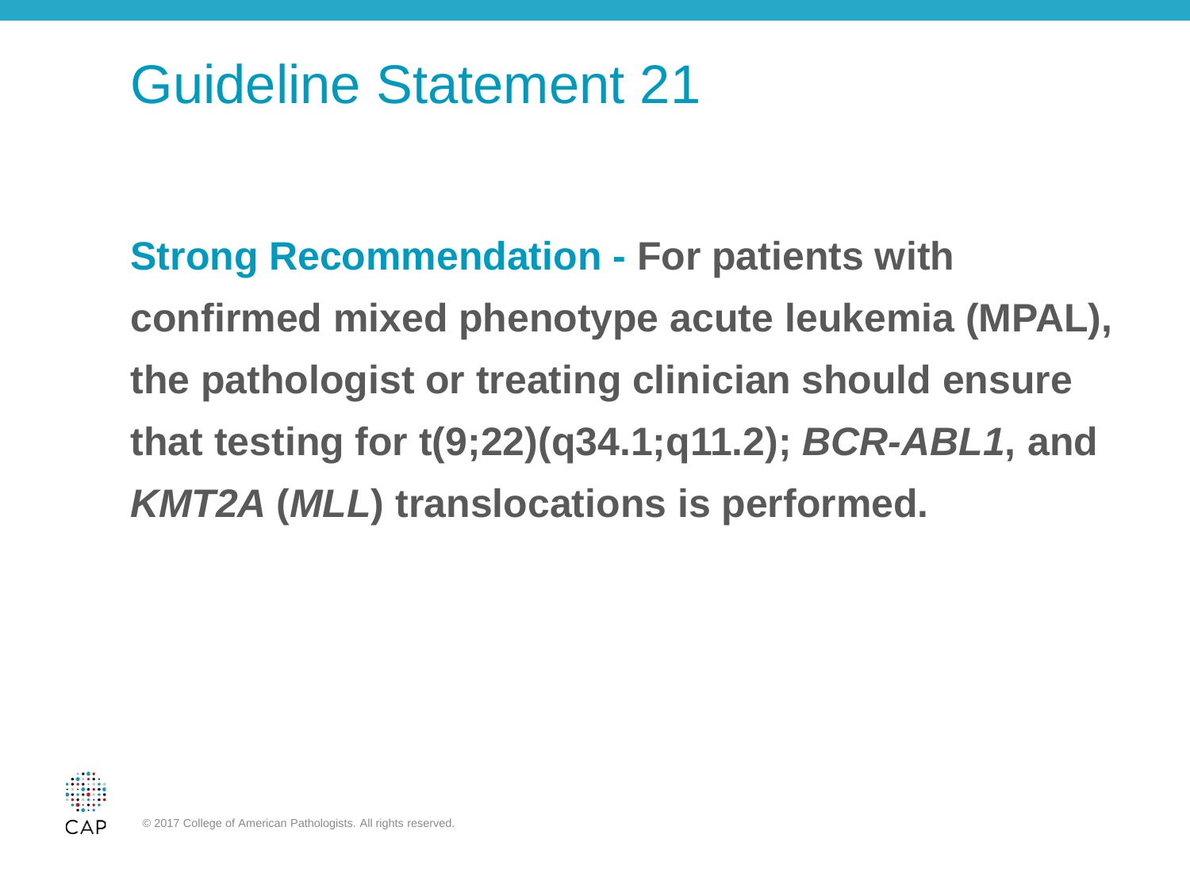# Guideline Statement 21

**Strong Recommendation - For patients with confirmed mixed phenotype acute leukemia (MPAL), the pathologist or treating clinician should ensure that testing for t(9;22)(q34.1;q11.2); *BCR-ABL1*, and *KMT2A* (*MLL*) translocations is performed.**

© 2017 College of American Pathologists. All rights reserved.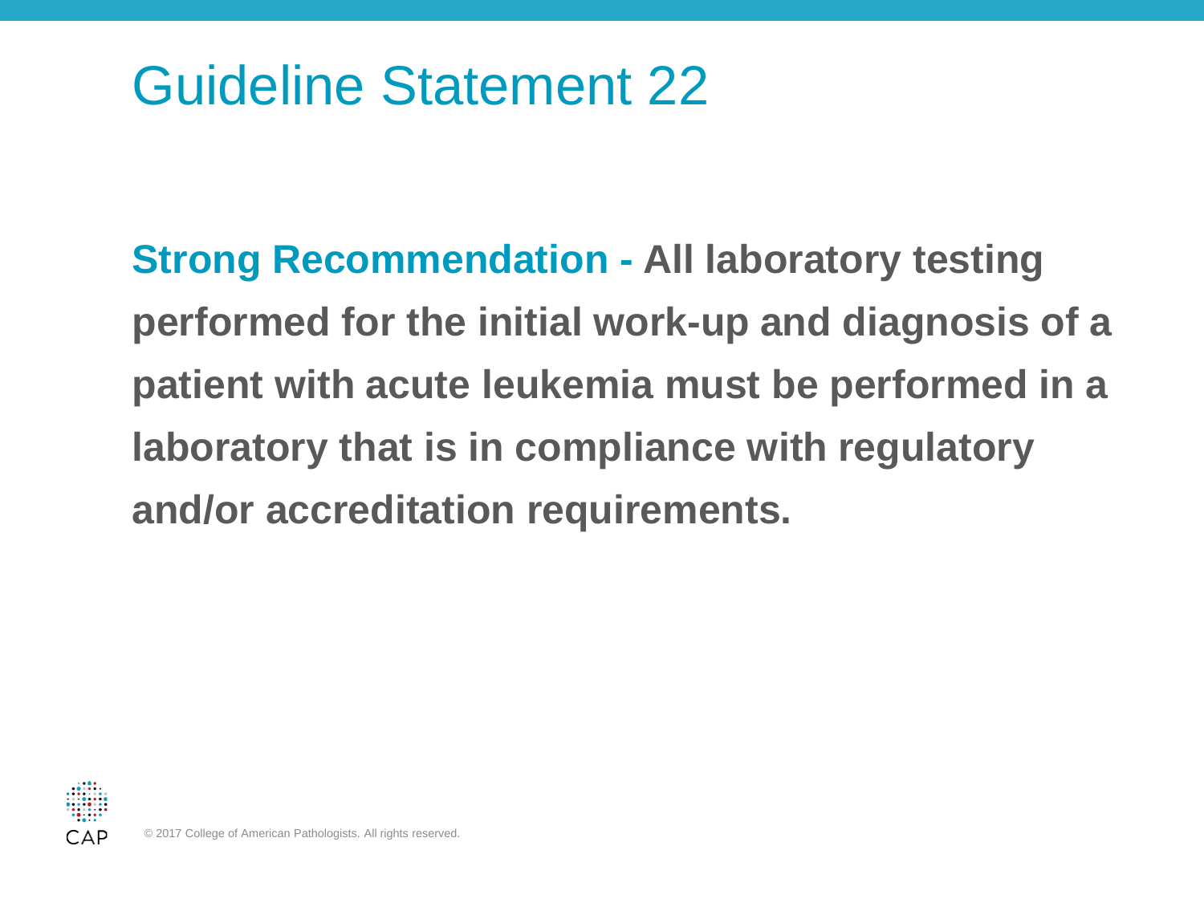# Guideline Statement 22

**Strong Recommendation - All laboratory testing performed for the initial work-up and diagnosis of a patient with acute leukemia must be performed in a laboratory that is in compliance with regulatory and/or accreditation requirements.**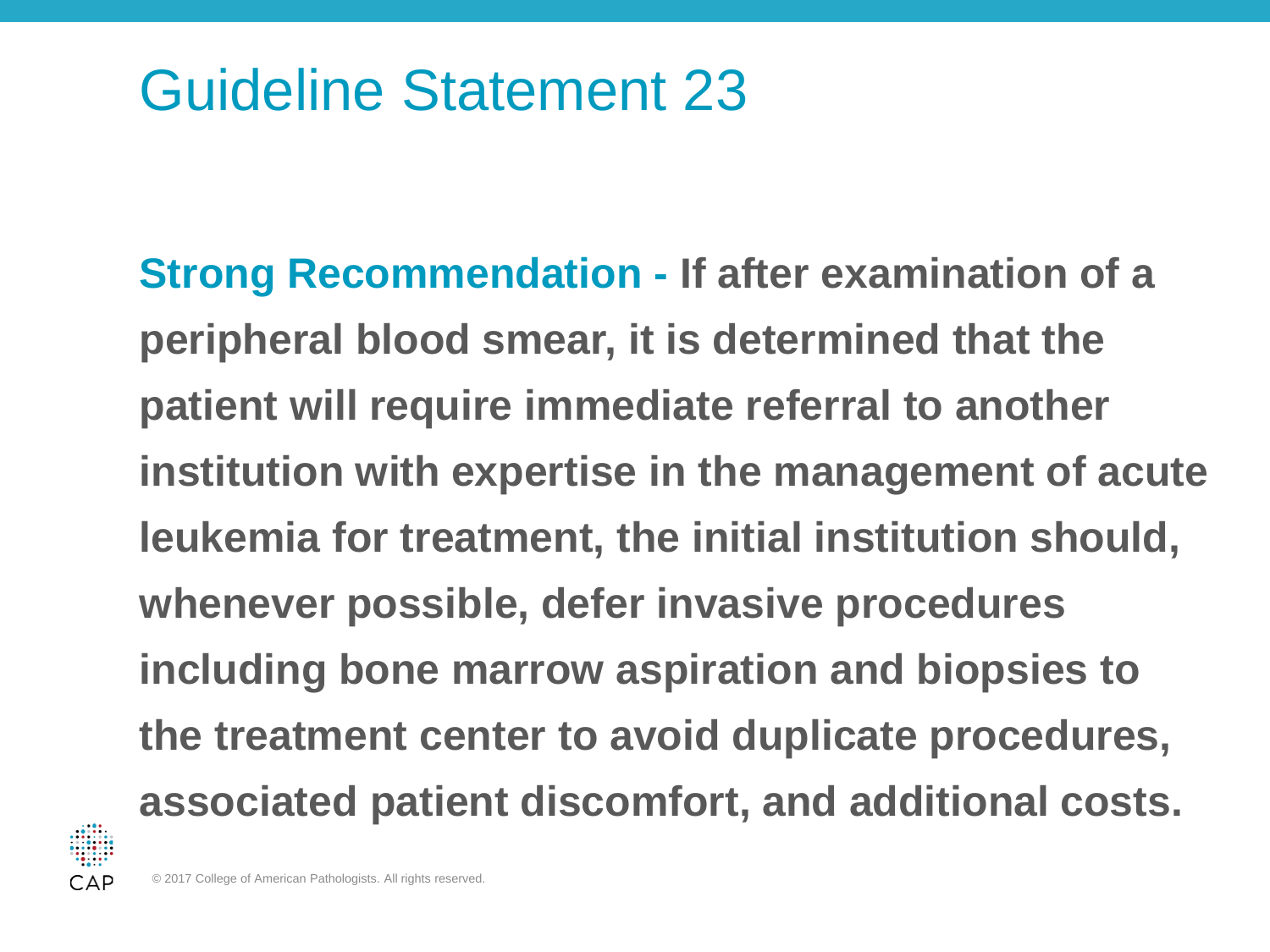# Guideline Statement 23

**Strong Recommendation - If after examination of a peripheral blood smear, it is determined that the patient will require immediate referral to another institution with expertise in the management of acute leukemia for treatment, the initial institution should, whenever possible, defer invasive procedures including bone marrow aspiration and biopsies to the treatment center to avoid duplicate procedures, associated patient discomfort, and additional costs.**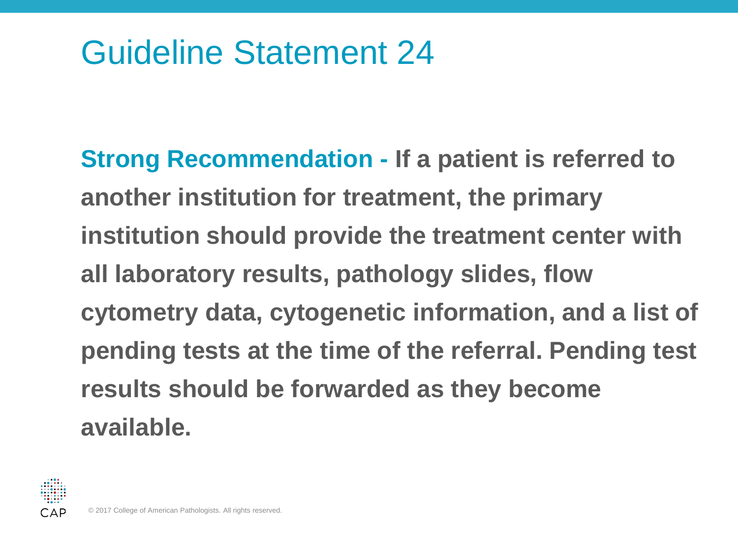# Guideline Statement 24

**Strong Recommendation - If a patient is referred to another institution for treatment, the primary institution should provide the treatment center with all laboratory results, pathology slides, flow cytometry data, cytogenetic information, and a list of pending tests at the time of the referral. Pending test results should be forwarded as they become available.**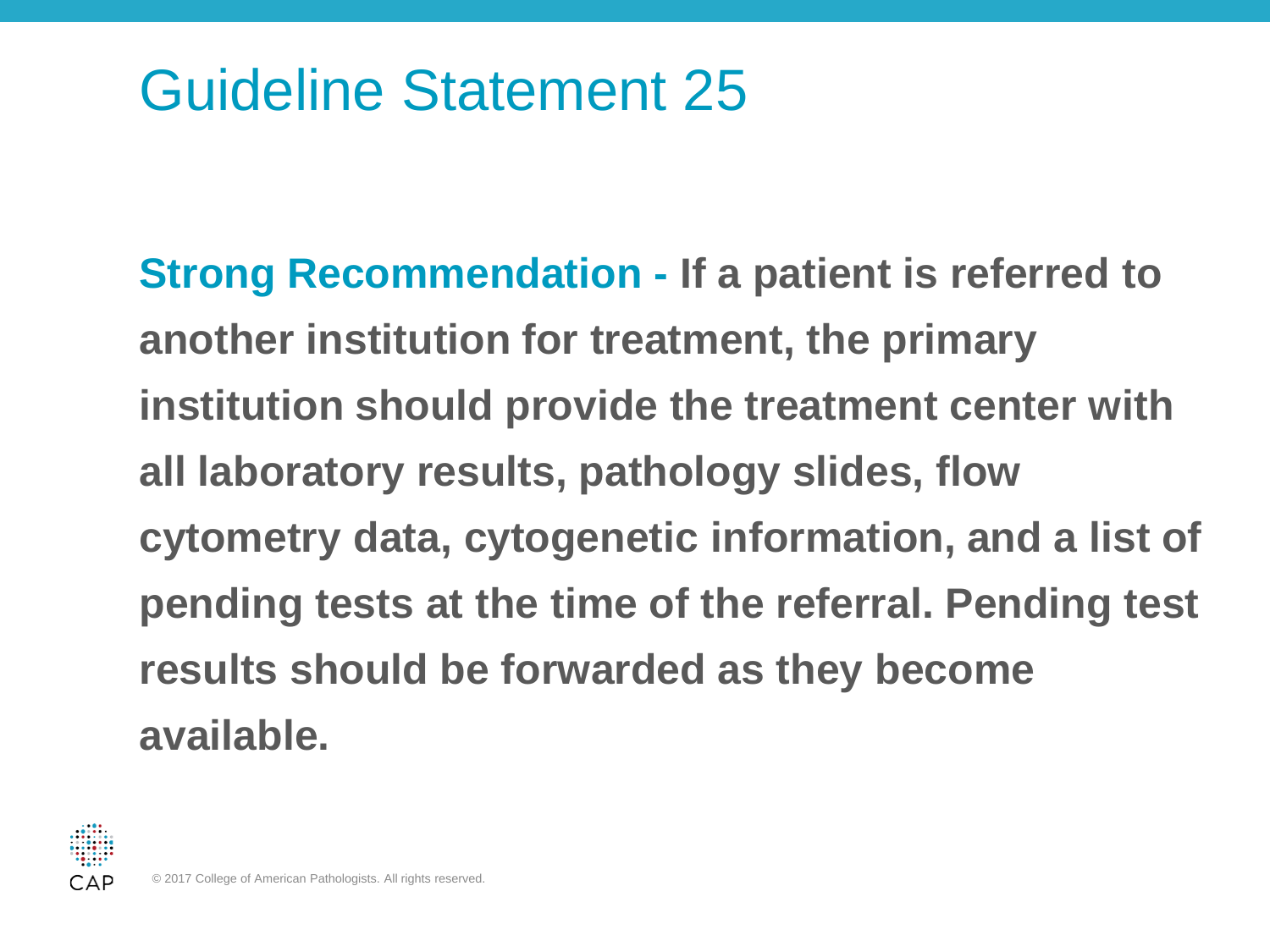# Guideline Statement 25

**Strong Recommendation - If a patient is referred to another institution for treatment, the primary institution should provide the treatment center with all laboratory results, pathology slides, flow cytometry data, cytogenetic information, and a list of pending tests at the time of the referral. Pending test results should be forwarded as they become available.**

© 2017 College of American Pathologists. All rights reserved.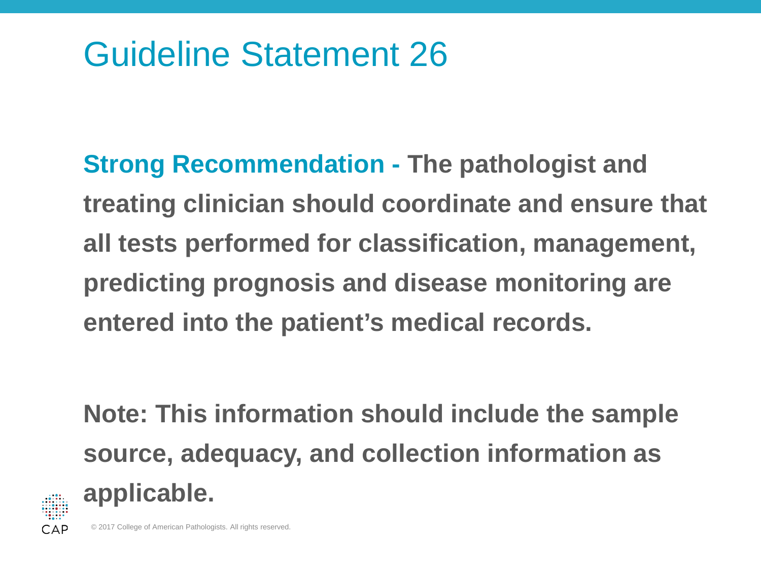# Guideline Statement 26

**Strong Recommendation - The pathologist and treating clinician should coordinate and ensure that all tests performed for classification, management, predicting prognosis and disease monitoring are entered into the patient's medical records.**

**Note: This information should include the sample source, adequacy, and collection information as applicable.**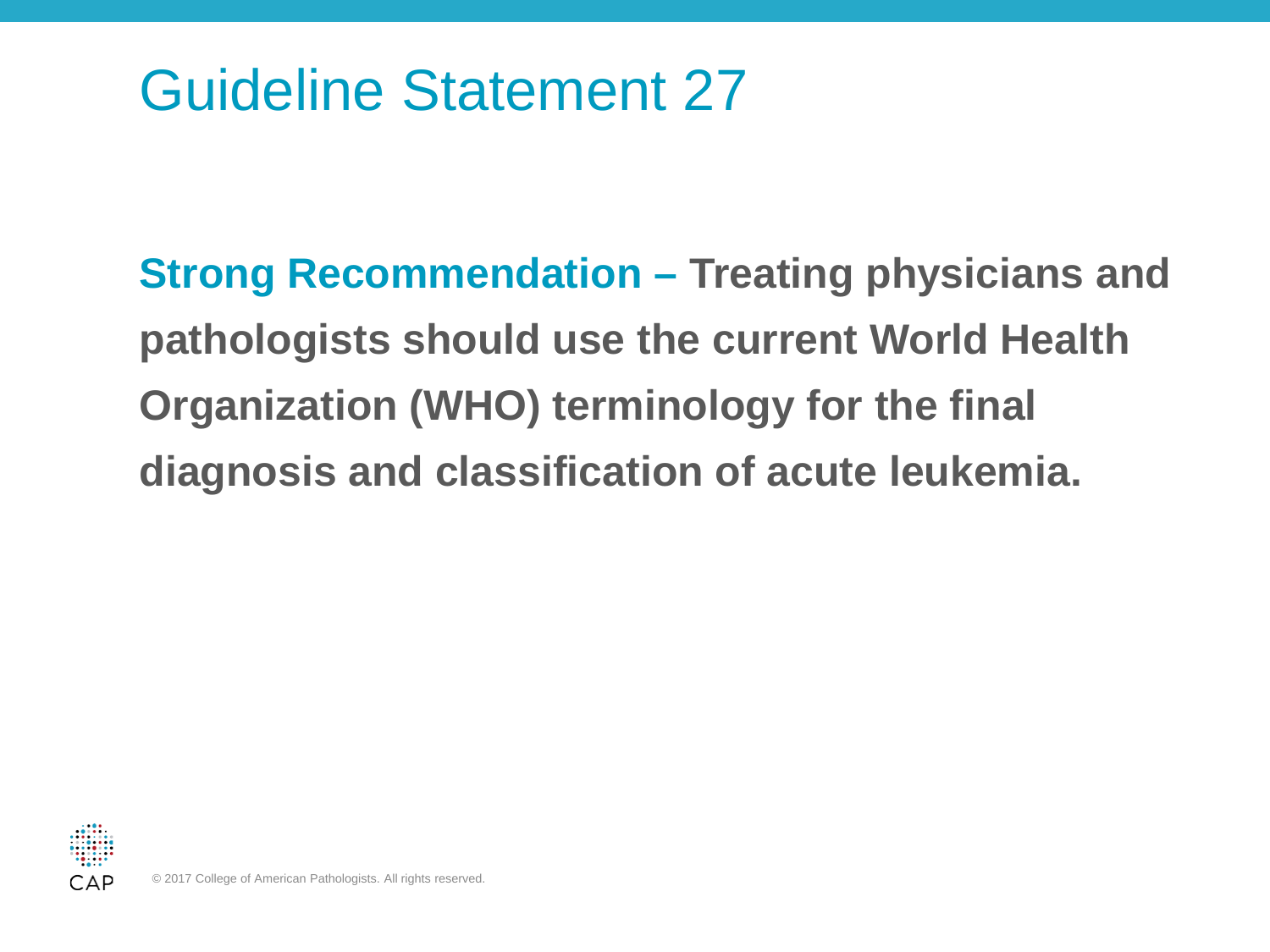# Guideline Statement 27

**Strong Recommendation – Treating physicians and pathologists should use the current World Health Organization (WHO) terminology for the final diagnosis and classification of acute leukemia.**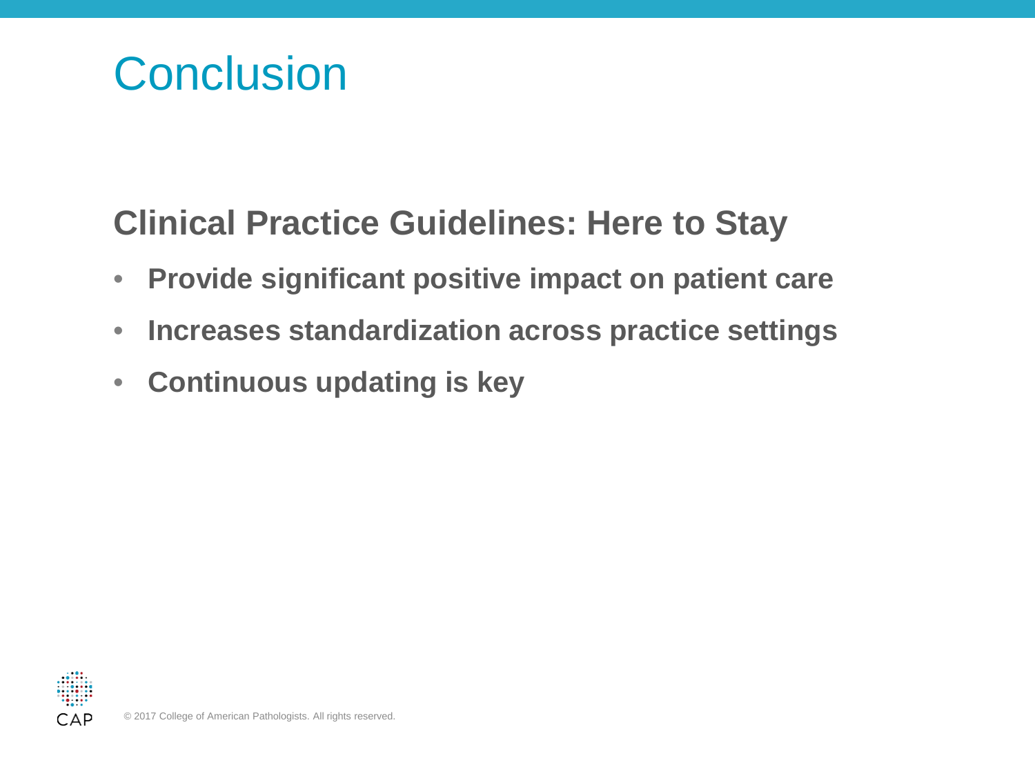# Conclusion

## Clinical Practice Guidelines: Here to Stay

- **Provide significant positive impact on patient care**
- **Increases standardization across practice settings**
- **Continuous updating is key**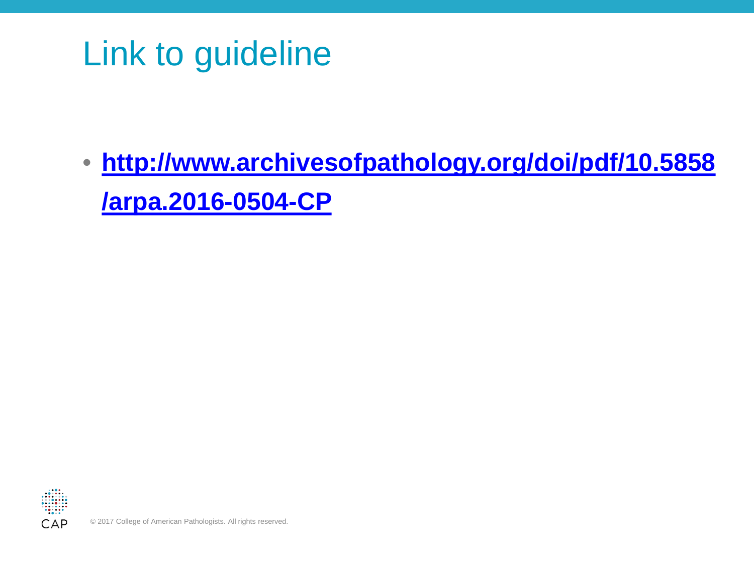# Link to guideline

- [http://www.archivesofpathology.org/doi/pdf/10.5858/arpa.2016-0504-CP](http://www.archivesofpathology.org/doi/pdf/10.5858/arpa.2016-0504-CP)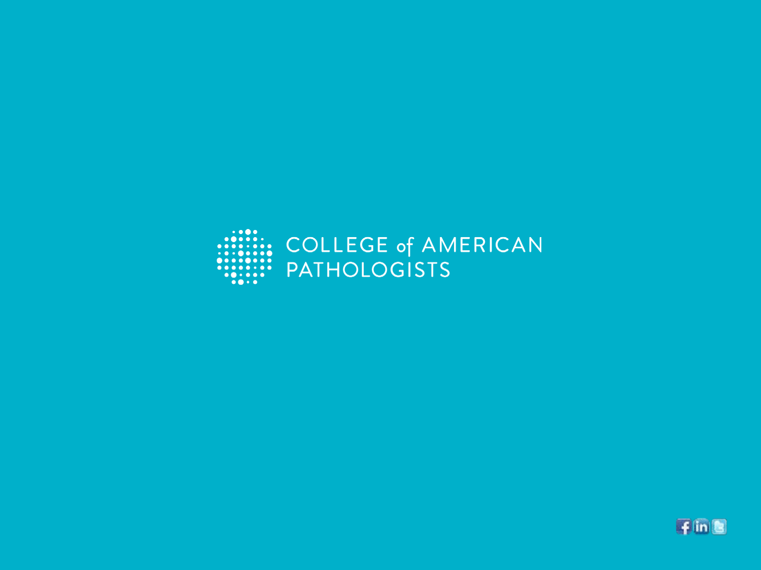COLLEGE of AMERICAN PATHOLOGISTS